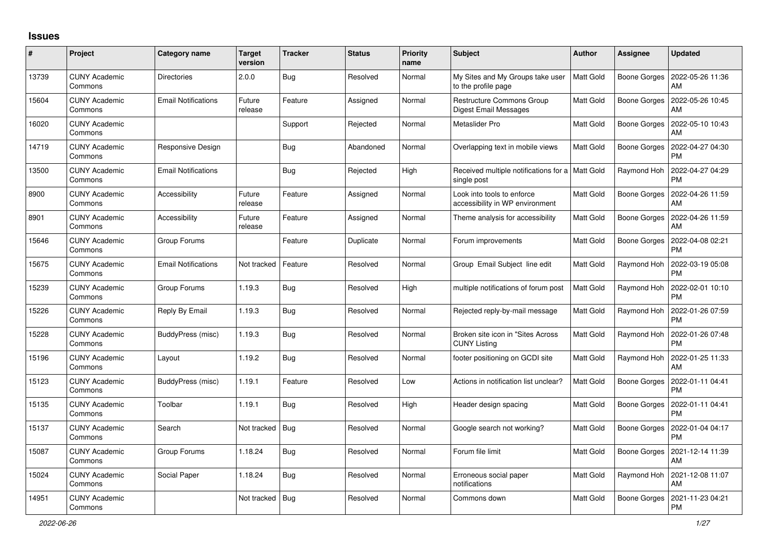## Issues

| # | Project | Category name | Target version | Tracker | Status | Priority name | Subject | Author | Assignee | Updated |
|---|---|---|---|---|---|---|---|---|---|---|
| 13739 | CUNY Academic Commons | Directories | 2.0.0 | Bug | Resolved | Normal | My Sites and My Groups take user to the profile page | Matt Gold | Boone Gorges | 2022-05-26 11:36 AM |
| 15604 | CUNY Academic Commons | Email Notifications | Future release | Feature | Assigned | Normal | Restructure Commons Group Digest Email Messages | Matt Gold | Boone Gorges | 2022-05-26 10:45 AM |
| 16020 | CUNY Academic Commons | | | Support | Rejected | Normal | Metaslider Pro | Matt Gold | Boone Gorges | 2022-05-10 10:43 AM |
| 14719 | CUNY Academic Commons | Responsive Design | | Bug | Abandoned | Normal | Overlapping text in mobile views | Matt Gold | Boone Gorges | 2022-04-27 04:30 PM |
| 13500 | CUNY Academic Commons | Email Notifications | | Bug | Rejected | High | Received multiple notifications for a single post | Matt Gold | Raymond Hoh | 2022-04-27 04:29 PM |
| 8900 | CUNY Academic Commons | Accessibility | Future release | Feature | Assigned | Normal | Look into tools to enforce accessibility in WP environment | Matt Gold | Boone Gorges | 2022-04-26 11:59 AM |
| 8901 | CUNY Academic Commons | Accessibility | Future release | Feature | Assigned | Normal | Theme analysis for accessibility | Matt Gold | Boone Gorges | 2022-04-26 11:59 AM |
| 15646 | CUNY Academic Commons | Group Forums | | Feature | Duplicate | Normal | Forum improvements | Matt Gold | Boone Gorges | 2022-04-08 02:21 PM |
| 15675 | CUNY Academic Commons | Email Notifications | Not tracked | Feature | Resolved | Normal | Group Email Subject line edit | Matt Gold | Raymond Hoh | 2022-03-19 05:08 PM |
| 15239 | CUNY Academic Commons | Group Forums | 1.19.3 | Bug | Resolved | High | multiple notifications of forum post | Matt Gold | Raymond Hoh | 2022-02-01 10:10 PM |
| 15226 | CUNY Academic Commons | Reply By Email | 1.19.3 | Bug | Resolved | Normal | Rejected reply-by-mail message | Matt Gold | Raymond Hoh | 2022-01-26 07:59 PM |
| 15228 | CUNY Academic Commons | BuddyPress (misc) | 1.19.3 | Bug | Resolved | Normal | Broken site icon in "Sites Across CUNY Listing | Matt Gold | Raymond Hoh | 2022-01-26 07:48 PM |
| 15196 | CUNY Academic Commons | Layout | 1.19.2 | Bug | Resolved | Normal | footer positioning on GCDI site | Matt Gold | Raymond Hoh | 2022-01-25 11:33 AM |
| 15123 | CUNY Academic Commons | BuddyPress (misc) | 1.19.1 | Feature | Resolved | Low | Actions in notification list unclear? | Matt Gold | Boone Gorges | 2022-01-11 04:41 PM |
| 15135 | CUNY Academic Commons | Toolbar | 1.19.1 | Bug | Resolved | High | Header design spacing | Matt Gold | Boone Gorges | 2022-01-11 04:41 PM |
| 15137 | CUNY Academic Commons | Search | Not tracked | Bug | Resolved | Normal | Google search not working? | Matt Gold | Boone Gorges | 2022-01-04 04:17 PM |
| 15087 | CUNY Academic Commons | Group Forums | 1.18.24 | Bug | Resolved | Normal | Forum file limit | Matt Gold | Boone Gorges | 2021-12-14 11:39 AM |
| 15024 | CUNY Academic Commons | Social Paper | 1.18.24 | Bug | Resolved | Normal | Erroneous social paper notifications | Matt Gold | Raymond Hoh | 2021-12-08 11:07 AM |
| 14951 | CUNY Academic Commons | | Not tracked | Bug | Resolved | Normal | Commons down | Matt Gold | Boone Gorges | 2021-11-23 04:21 PM |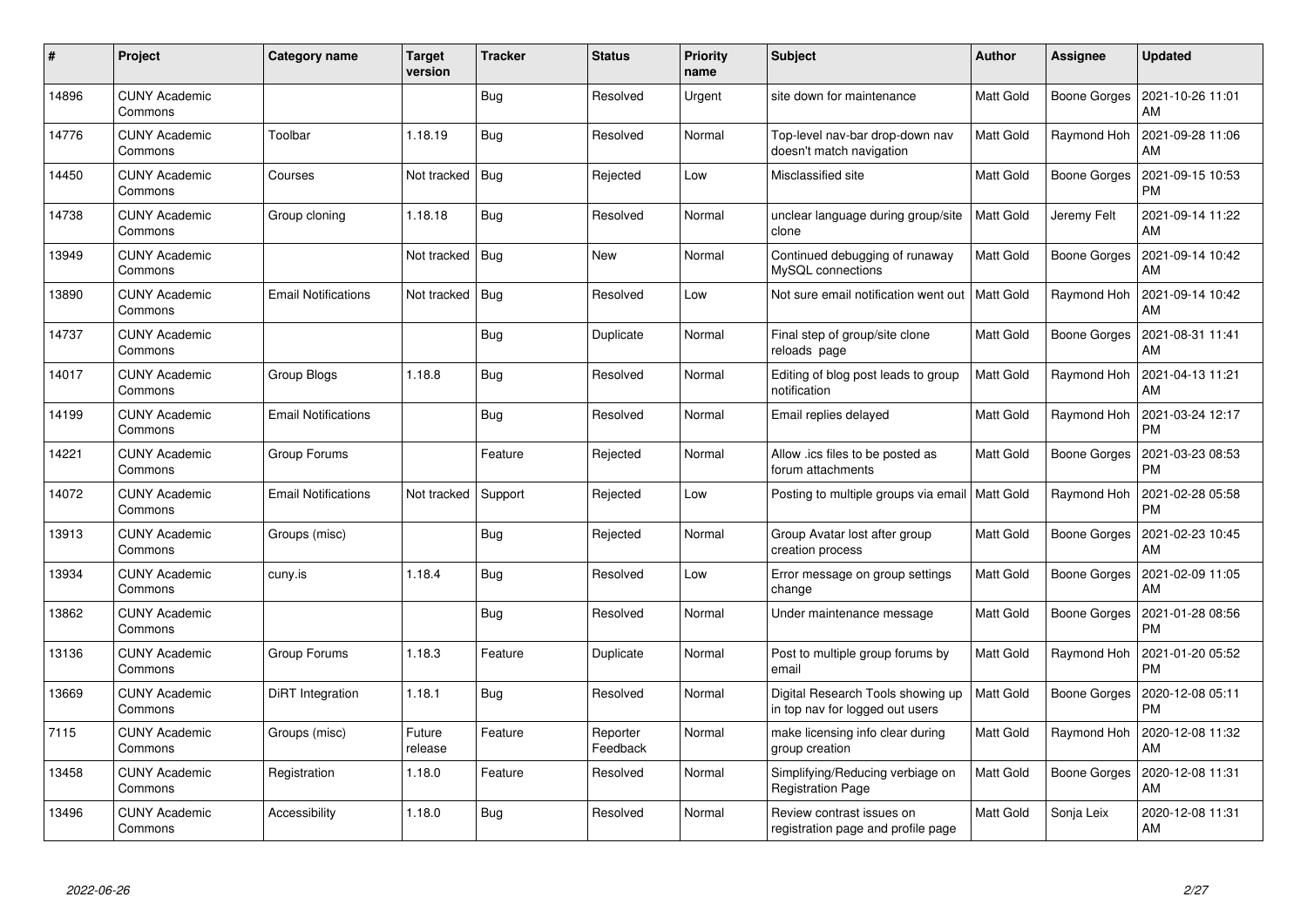| # | Project | Category name | Target version | Tracker | Status | Priority name | Subject | Author | Assignee | Updated |
|---|---|---|---|---|---|---|---|---|---|---|
| 14896 | CUNY Academic Commons | | | Bug | Resolved | Urgent | site down for maintenance | Matt Gold | Boone Gorges | 2021-10-26 11:01 AM |
| 14776 | CUNY Academic Commons | Toolbar | 1.18.19 | Bug | Resolved | Normal | Top-level nav-bar drop-down nav doesn't match navigation | Matt Gold | Raymond Hoh | 2021-09-28 11:06 AM |
| 14450 | CUNY Academic Commons | Courses | Not tracked | Bug | Rejected | Low | Misclassified site | Matt Gold | Boone Gorges | 2021-09-15 10:53 PM |
| 14738 | CUNY Academic Commons | Group cloning | 1.18.18 | Bug | Resolved | Normal | unclear language during group/site clone | Matt Gold | Jeremy Felt | 2021-09-14 11:22 AM |
| 13949 | CUNY Academic Commons | | Not tracked | Bug | New | Normal | Continued debugging of runaway MySQL connections | Matt Gold | Boone Gorges | 2021-09-14 10:42 AM |
| 13890 | CUNY Academic Commons | Email Notifications | Not tracked | Bug | Resolved | Low | Not sure email notification went out | Matt Gold | Raymond Hoh | 2021-09-14 10:42 AM |
| 14737 | CUNY Academic Commons | | | Bug | Duplicate | Normal | Final step of group/site clone reloads page | Matt Gold | Boone Gorges | 2021-08-31 11:41 AM |
| 14017 | CUNY Academic Commons | Group Blogs | 1.18.8 | Bug | Resolved | Normal | Editing of blog post leads to group notification | Matt Gold | Raymond Hoh | 2021-04-13 11:21 AM |
| 14199 | CUNY Academic Commons | Email Notifications | | Bug | Resolved | Normal | Email replies delayed | Matt Gold | Raymond Hoh | 2021-03-24 12:17 PM |
| 14221 | CUNY Academic Commons | Group Forums | | Feature | Rejected | Normal | Allow .ics files to be posted as forum attachments | Matt Gold | Boone Gorges | 2021-03-23 08:53 PM |
| 14072 | CUNY Academic Commons | Email Notifications | Not tracked | Support | Rejected | Low | Posting to multiple groups via email | Matt Gold | Raymond Hoh | 2021-02-28 05:58 PM |
| 13913 | CUNY Academic Commons | Groups (misc) | | Bug | Rejected | Normal | Group Avatar lost after group creation process | Matt Gold | Boone Gorges | 2021-02-23 10:45 AM |
| 13934 | CUNY Academic Commons | cuny.is | 1.18.4 | Bug | Resolved | Low | Error message on group settings change | Matt Gold | Boone Gorges | 2021-02-09 11:05 AM |
| 13862 | CUNY Academic Commons | | | Bug | Resolved | Normal | Under maintenance message | Matt Gold | Boone Gorges | 2021-01-28 08:56 PM |
| 13136 | CUNY Academic Commons | Group Forums | 1.18.3 | Feature | Duplicate | Normal | Post to multiple group forums by email | Matt Gold | Raymond Hoh | 2021-01-20 05:52 PM |
| 13669 | CUNY Academic Commons | DiRT Integration | 1.18.1 | Bug | Resolved | Normal | Digital Research Tools showing up in top nav for logged out users | Matt Gold | Boone Gorges | 2020-12-08 05:11 PM |
| 7115 | CUNY Academic Commons | Groups (misc) | Future release | Feature | Reporter Feedback | Normal | make licensing info clear during group creation | Matt Gold | Raymond Hoh | 2020-12-08 11:32 AM |
| 13458 | CUNY Academic Commons | Registration | 1.18.0 | Feature | Resolved | Normal | Simplifying/Reducing verbiage on Registration Page | Matt Gold | Boone Gorges | 2020-12-08 11:31 AM |
| 13496 | CUNY Academic Commons | Accessibility | 1.18.0 | Bug | Resolved | Normal | Review contrast issues on registration page and profile page | Matt Gold | Sonja Leix | 2020-12-08 11:31 AM |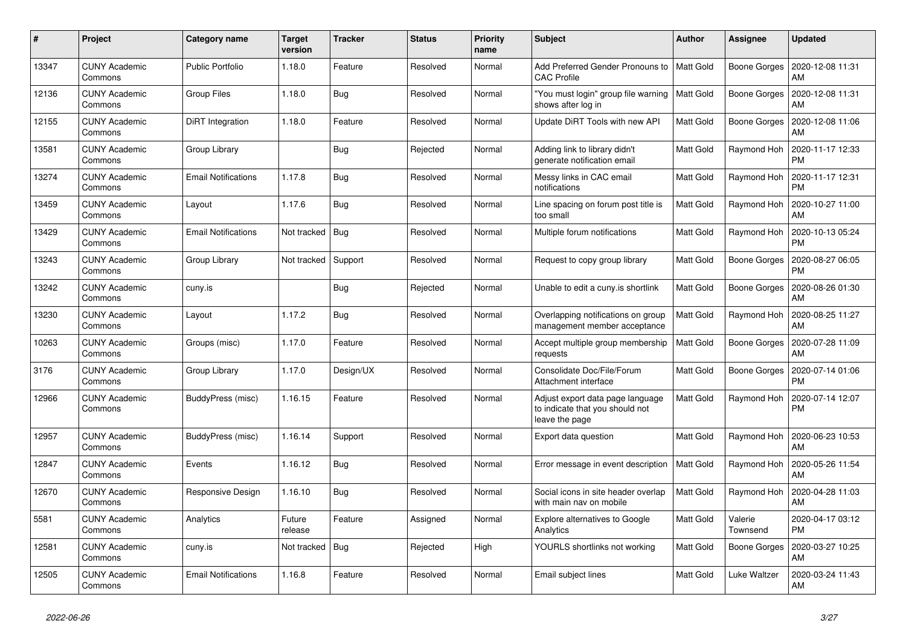| # | Project | Category name | Target version | Tracker | Status | Priority name | Subject | Author | Assignee | Updated |
|---|---|---|---|---|---|---|---|---|---|---|
| 13347 | CUNY Academic Commons | Public Portfolio | 1.18.0 | Feature | Resolved | Normal | Add Preferred Gender Pronouns to CAC Profile | Matt Gold | Boone Gorges | 2020-12-08 11:31 AM |
| 12136 | CUNY Academic Commons | Group Files | 1.18.0 | Bug | Resolved | Normal | "You must login" group file warning shows after log in | Matt Gold | Boone Gorges | 2020-12-08 11:31 AM |
| 12155 | CUNY Academic Commons | DiRT Integration | 1.18.0 | Feature | Resolved | Normal | Update DiRT Tools with new API | Matt Gold | Boone Gorges | 2020-12-08 11:06 AM |
| 13581 | CUNY Academic Commons | Group Library | | Bug | Rejected | Normal | Adding link to library didn't generate notification email | Matt Gold | Raymond Hoh | 2020-11-17 12:33 PM |
| 13274 | CUNY Academic Commons | Email Notifications | 1.17.8 | Bug | Resolved | Normal | Messy links in CAC email notifications | Matt Gold | Raymond Hoh | 2020-11-17 12:31 PM |
| 13459 | CUNY Academic Commons | Layout | 1.17.6 | Bug | Resolved | Normal | Line spacing on forum post title is too small | Matt Gold | Raymond Hoh | 2020-10-27 11:00 AM |
| 13429 | CUNY Academic Commons | Email Notifications | Not tracked | Bug | Resolved | Normal | Multiple forum notifications | Matt Gold | Raymond Hoh | 2020-10-13 05:24 PM |
| 13243 | CUNY Academic Commons | Group Library | Not tracked | Support | Resolved | Normal | Request to copy group library | Matt Gold | Boone Gorges | 2020-08-27 06:05 PM |
| 13242 | CUNY Academic Commons | cuny.is | | Bug | Rejected | Normal | Unable to edit a cuny.is shortlink | Matt Gold | Boone Gorges | 2020-08-26 01:30 AM |
| 13230 | CUNY Academic Commons | Layout | 1.17.2 | Bug | Resolved | Normal | Overlapping notifications on group management member acceptance | Matt Gold | Raymond Hoh | 2020-08-25 11:27 AM |
| 10263 | CUNY Academic Commons | Groups (misc) | 1.17.0 | Feature | Resolved | Normal | Accept multiple group membership requests | Matt Gold | Boone Gorges | 2020-07-28 11:09 AM |
| 3176 | CUNY Academic Commons | Group Library | 1.17.0 | Design/UX | Resolved | Normal | Consolidate Doc/File/Forum Attachment interface | Matt Gold | Boone Gorges | 2020-07-14 01:06 PM |
| 12966 | CUNY Academic Commons | BuddyPress (misc) | 1.16.15 | Feature | Resolved | Normal | Adjust export data page language to indicate that you should not leave the page | Matt Gold | Raymond Hoh | 2020-07-14 12:07 PM |
| 12957 | CUNY Academic Commons | BuddyPress (misc) | 1.16.14 | Support | Resolved | Normal | Export data question | Matt Gold | Raymond Hoh | 2020-06-23 10:53 AM |
| 12847 | CUNY Academic Commons | Events | 1.16.12 | Bug | Resolved | Normal | Error message in event description | Matt Gold | Raymond Hoh | 2020-05-26 11:54 AM |
| 12670 | CUNY Academic Commons | Responsive Design | 1.16.10 | Bug | Resolved | Normal | Social icons in site header overlap with main nav on mobile | Matt Gold | Raymond Hoh | 2020-04-28 11:03 AM |
| 5581 | CUNY Academic Commons | Analytics | Future release | Feature | Assigned | Normal | Explore alternatives to Google Analytics | Matt Gold | Valerie Townsend | 2020-04-17 03:12 PM |
| 12581 | CUNY Academic Commons | cuny.is | Not tracked | Bug | Rejected | High | YOURLS shortlinks not working | Matt Gold | Boone Gorges | 2020-03-27 10:25 AM |
| 12505 | CUNY Academic Commons | Email Notifications | 1.16.8 | Feature | Resolved | Normal | Email subject lines | Matt Gold | Luke Waltzer | 2020-03-24 11:43 AM |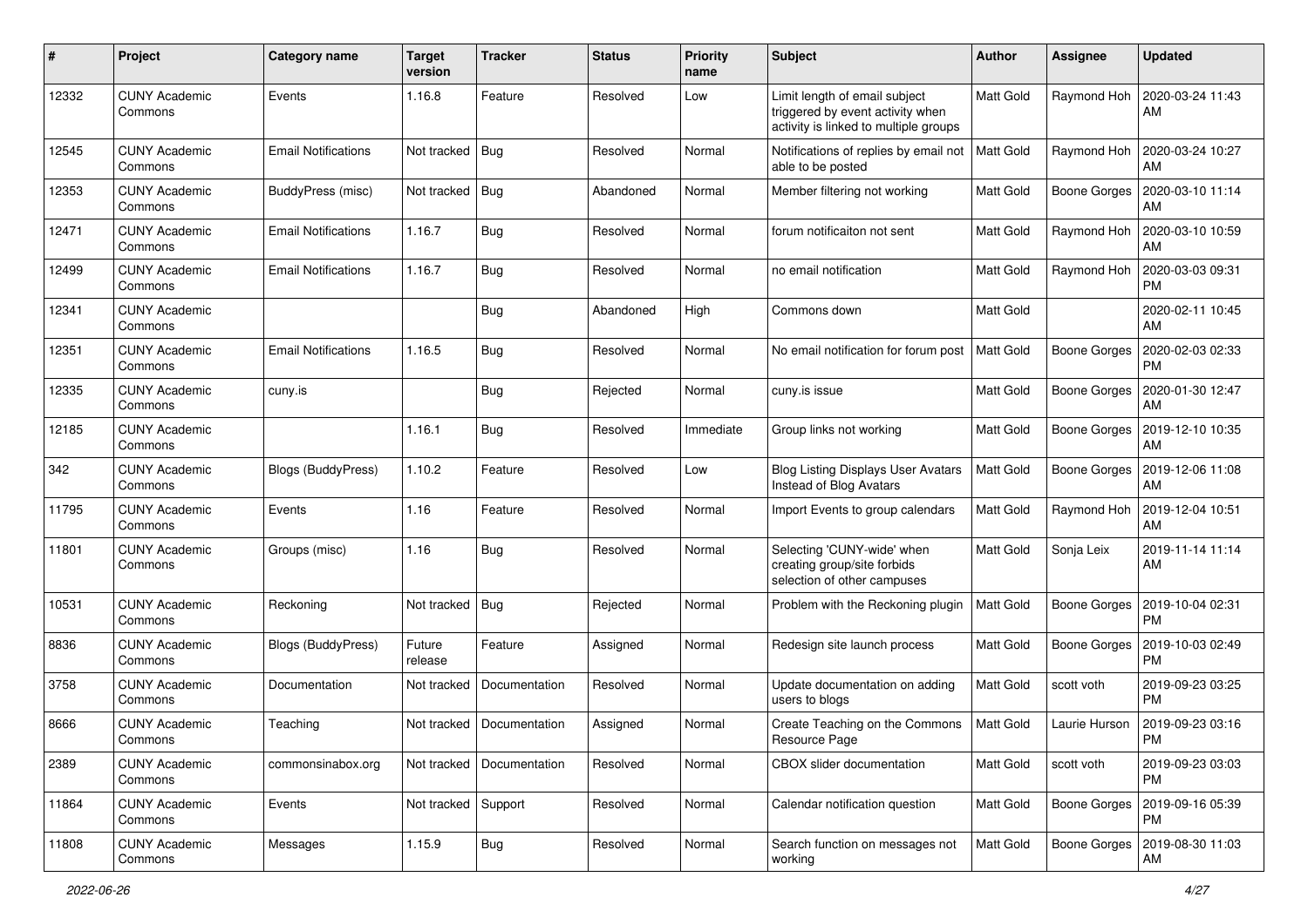| # | Project | Category name | Target version | Tracker | Status | Priority name | Subject | Author | Assignee | Updated |
|---|---|---|---|---|---|---|---|---|---|---|
| 12332 | CUNY Academic Commons | Events | 1.16.8 | Feature | Resolved | Low | Limit length of email subject triggered by event activity when activity is linked to multiple groups | Matt Gold | Raymond Hoh | 2020-03-24 11:43 AM |
| 12545 | CUNY Academic Commons | Email Notifications | Not tracked | Bug | Resolved | Normal | Notifications of replies by email not able to be posted | Matt Gold | Raymond Hoh | 2020-03-24 10:27 AM |
| 12353 | CUNY Academic Commons | BuddyPress (misc) | Not tracked | Bug | Abandoned | Normal | Member filtering not working | Matt Gold | Boone Gorges | 2020-03-10 11:14 AM |
| 12471 | CUNY Academic Commons | Email Notifications | 1.16.7 | Bug | Resolved | Normal | forum notificaiton not sent | Matt Gold | Raymond Hoh | 2020-03-10 10:59 AM |
| 12499 | CUNY Academic Commons | Email Notifications | 1.16.7 | Bug | Resolved | Normal | no email notification | Matt Gold | Raymond Hoh | 2020-03-03 09:31 PM |
| 12341 | CUNY Academic Commons | | | Bug | Abandoned | High | Commons down | Matt Gold | | 2020-02-11 10:45 AM |
| 12351 | CUNY Academic Commons | Email Notifications | 1.16.5 | Bug | Resolved | Normal | No email notification for forum post | Matt Gold | Boone Gorges | 2020-02-03 02:33 PM |
| 12335 | CUNY Academic Commons | cuny.is | | Bug | Rejected | Normal | cuny.is issue | Matt Gold | Boone Gorges | 2020-01-30 12:47 AM |
| 12185 | CUNY Academic Commons | | 1.16.1 | Bug | Resolved | Immediate | Group links not working | Matt Gold | Boone Gorges | 2019-12-10 10:35 AM |
| 342 | CUNY Academic Commons | Blogs (BuddyPress) | 1.10.2 | Feature | Resolved | Low | Blog Listing Displays User Avatars Instead of Blog Avatars | Matt Gold | Boone Gorges | 2019-12-06 11:08 AM |
| 11795 | CUNY Academic Commons | Events | 1.16 | Feature | Resolved | Normal | Import Events to group calendars | Matt Gold | Raymond Hoh | 2019-12-04 10:51 AM |
| 11801 | CUNY Academic Commons | Groups (misc) | 1.16 | Bug | Resolved | Normal | Selecting 'CUNY-wide' when creating group/site forbids selection of other campuses | Matt Gold | Sonja Leix | 2019-11-14 11:14 AM |
| 10531 | CUNY Academic Commons | Reckoning | Not tracked | Bug | Rejected | Normal | Problem with the Reckoning plugin | Matt Gold | Boone Gorges | 2019-10-04 02:31 PM |
| 8836 | CUNY Academic Commons | Blogs (BuddyPress) | Future release | Feature | Assigned | Normal | Redesign site launch process | Matt Gold | Boone Gorges | 2019-10-03 02:49 PM |
| 3758 | CUNY Academic Commons | Documentation | Not tracked | Documentation | Resolved | Normal | Update documentation on adding users to blogs | Matt Gold | scott voth | 2019-09-23 03:25 PM |
| 8666 | CUNY Academic Commons | Teaching | Not tracked | Documentation | Assigned | Normal | Create Teaching on the Commons Resource Page | Matt Gold | Laurie Hurson | 2019-09-23 03:16 PM |
| 2389 | CUNY Academic Commons | commonsinabox.org | Not tracked | Documentation | Resolved | Normal | CBOX slider documentation | Matt Gold | scott voth | 2019-09-23 03:03 PM |
| 11864 | CUNY Academic Commons | Events | Not tracked | Support | Resolved | Normal | Calendar notification question | Matt Gold | Boone Gorges | 2019-09-16 05:39 PM |
| 11808 | CUNY Academic Commons | Messages | 1.15.9 | Bug | Resolved | Normal | Search function on messages not working | Matt Gold | Boone Gorges | 2019-08-30 11:03 AM |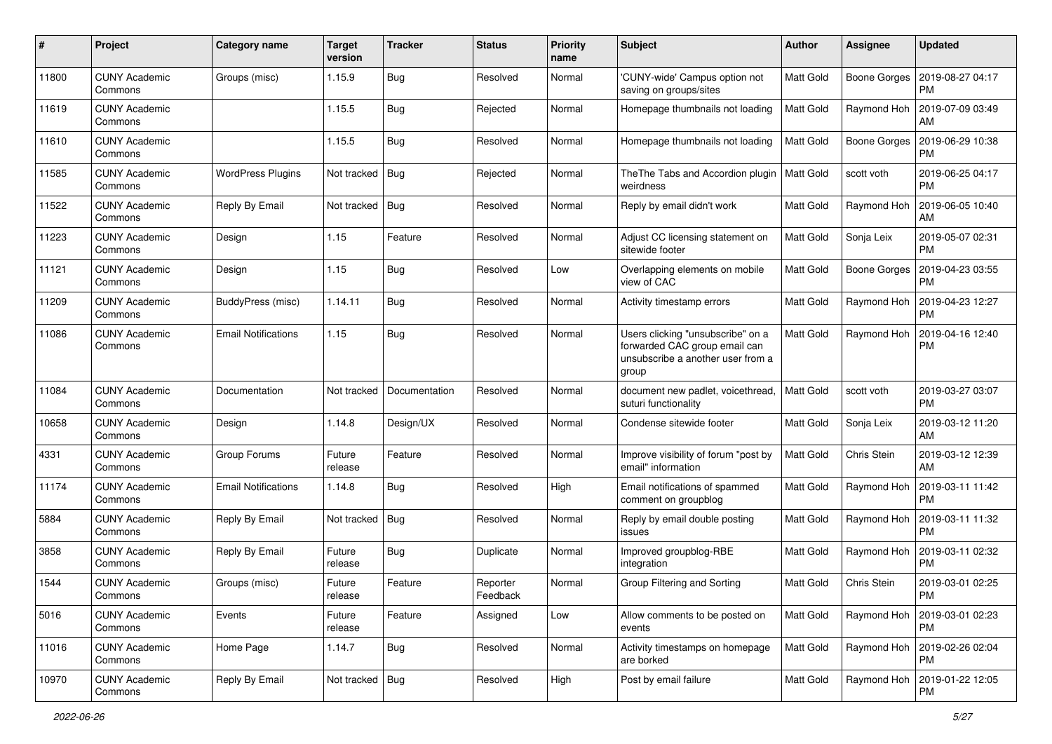| # | Project | Category name | Target version | Tracker | Status | Priority name | Subject | Author | Assignee | Updated |
|---|---|---|---|---|---|---|---|---|---|---|
| 11800 | CUNY Academic Commons | Groups (misc) | 1.15.9 | Bug | Resolved | Normal | 'CUNY-wide' Campus option not saving on groups/sites | Matt Gold | Boone Gorges | 2019-08-27 04:17 PM |
| 11619 | CUNY Academic Commons | | 1.15.5 | Bug | Rejected | Normal | Homepage thumbnails not loading | Matt Gold | Raymond Hoh | 2019-07-09 03:49 AM |
| 11610 | CUNY Academic Commons | | 1.15.5 | Bug | Resolved | Normal | Homepage thumbnails not loading | Matt Gold | Boone Gorges | 2019-06-29 10:38 PM |
| 11585 | CUNY Academic Commons | WordPress Plugins | Not tracked | Bug | Rejected | Normal | TheThe Tabs and Accordion plugin weirdness | Matt Gold | scott voth | 2019-06-25 04:17 PM |
| 11522 | CUNY Academic Commons | Reply By Email | Not tracked | Bug | Resolved | Normal | Reply by email didn't work | Matt Gold | Raymond Hoh | 2019-06-05 10:40 AM |
| 11223 | CUNY Academic Commons | Design | 1.15 | Feature | Resolved | Normal | Adjust CC licensing statement on sitewide footer | Matt Gold | Sonja Leix | 2019-05-07 02:31 PM |
| 11121 | CUNY Academic Commons | Design | 1.15 | Bug | Resolved | Low | Overlapping elements on mobile view of CAC | Matt Gold | Boone Gorges | 2019-04-23 03:55 PM |
| 11209 | CUNY Academic Commons | BuddyPress (misc) | 1.14.11 | Bug | Resolved | Normal | Activity timestamp errors | Matt Gold | Raymond Hoh | 2019-04-23 12:27 PM |
| 11086 | CUNY Academic Commons | Email Notifications | 1.15 | Bug | Resolved | Normal | Users clicking "unsubscribe" on a forwarded CAC group email can unsubscribe a another user from a group | Matt Gold | Raymond Hoh | 2019-04-16 12:40 PM |
| 11084 | CUNY Academic Commons | Documentation | Not tracked | Documentation | Resolved | Normal | document new padlet, voicethread, suturi functionality | Matt Gold | scott voth | 2019-03-27 03:07 PM |
| 10658 | CUNY Academic Commons | Design | 1.14.8 | Design/UX | Resolved | Normal | Condense sitewide footer | Matt Gold | Sonja Leix | 2019-03-12 11:20 AM |
| 4331 | CUNY Academic Commons | Group Forums | Future release | Feature | Resolved | Normal | Improve visibility of forum "post by email" information | Matt Gold | Chris Stein | 2019-03-12 12:39 AM |
| 11174 | CUNY Academic Commons | Email Notifications | 1.14.8 | Bug | Resolved | High | Email notifications of spammed comment on groupblog | Matt Gold | Raymond Hoh | 2019-03-11 11:42 PM |
| 5884 | CUNY Academic Commons | Reply By Email | Not tracked | Bug | Resolved | Normal | Reply by email double posting issues | Matt Gold | Raymond Hoh | 2019-03-11 11:32 PM |
| 3858 | CUNY Academic Commons | Reply By Email | Future release | Bug | Duplicate | Normal | Improved groupblog-RBE integration | Matt Gold | Raymond Hoh | 2019-03-11 02:32 PM |
| 1544 | CUNY Academic Commons | Groups (misc) | Future release | Feature | Reporter Feedback | Normal | Group Filtering and Sorting | Matt Gold | Chris Stein | 2019-03-01 02:25 PM |
| 5016 | CUNY Academic Commons | Events | Future release | Feature | Assigned | Low | Allow comments to be posted on events | Matt Gold | Raymond Hoh | 2019-03-01 02:23 PM |
| 11016 | CUNY Academic Commons | Home Page | 1.14.7 | Bug | Resolved | Normal | Activity timestamps on homepage are borked | Matt Gold | Raymond Hoh | 2019-02-26 02:04 PM |
| 10970 | CUNY Academic Commons | Reply By Email | Not tracked | Bug | Resolved | High | Post by email failure | Matt Gold | Raymond Hoh | 2019-01-22 12:05 PM |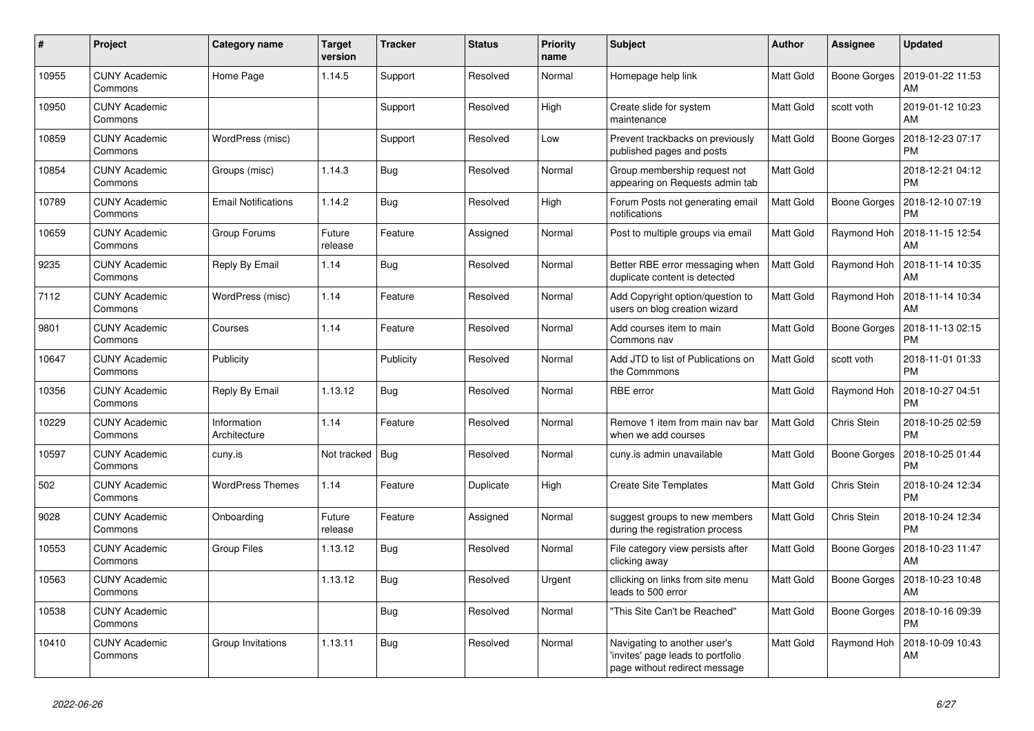| # | Project | Category name | Target version | Tracker | Status | Priority name | Subject | Author | Assignee | Updated |
|---|---|---|---|---|---|---|---|---|---|---|
| 10955 | CUNY Academic Commons | Home Page | 1.14.5 | Support | Resolved | Normal | Homepage help link | Matt Gold | Boone Gorges | 2019-01-22 11:53 AM |
| 10950 | CUNY Academic Commons | | | Support | Resolved | High | Create slide for system maintenance | Matt Gold | scott voth | 2019-01-12 10:23 AM |
| 10859 | CUNY Academic Commons | WordPress (misc) | | Support | Resolved | Low | Prevent trackbacks on previously published pages and posts | Matt Gold | Boone Gorges | 2018-12-23 07:17 PM |
| 10854 | CUNY Academic Commons | Groups (misc) | 1.14.3 | Bug | Resolved | Normal | Group membership request not appearing on Requests admin tab | Matt Gold | | 2018-12-21 04:12 PM |
| 10789 | CUNY Academic Commons | Email Notifications | 1.14.2 | Bug | Resolved | High | Forum Posts not generating email notifications | Matt Gold | Boone Gorges | 2018-12-10 07:19 PM |
| 10659 | CUNY Academic Commons | Group Forums | Future release | Feature | Assigned | Normal | Post to multiple groups via email | Matt Gold | Raymond Hoh | 2018-11-15 12:54 AM |
| 9235 | CUNY Academic Commons | Reply By Email | 1.14 | Bug | Resolved | Normal | Better RBE error messaging when duplicate content is detected | Matt Gold | Raymond Hoh | 2018-11-14 10:35 AM |
| 7112 | CUNY Academic Commons | WordPress (misc) | 1.14 | Feature | Resolved | Normal | Add Copyright option/question to users on blog creation wizard | Matt Gold | Raymond Hoh | 2018-11-14 10:34 AM |
| 9801 | CUNY Academic Commons | Courses | 1.14 | Feature | Resolved | Normal | Add courses item to main Commons nav | Matt Gold | Boone Gorges | 2018-11-13 02:15 PM |
| 10647 | CUNY Academic Commons | Publicity | | Publicity | Resolved | Normal | Add JTD to list of Publications on the Commmons | Matt Gold | scott voth | 2018-11-01 01:33 PM |
| 10356 | CUNY Academic Commons | Reply By Email | 1.13.12 | Bug | Resolved | Normal | RBE error | Matt Gold | Raymond Hoh | 2018-10-27 04:51 PM |
| 10229 | CUNY Academic Commons | Information Architecture | 1.14 | Feature | Resolved | Normal | Remove 1 item from main nav bar when we add courses | Matt Gold | Chris Stein | 2018-10-25 02:59 PM |
| 10597 | CUNY Academic Commons | cuny.is | Not tracked | Bug | Resolved | Normal | cuny.is admin unavailable | Matt Gold | Boone Gorges | 2018-10-25 01:44 PM |
| 502 | CUNY Academic Commons | WordPress Themes | 1.14 | Feature | Duplicate | High | Create Site Templates | Matt Gold | Chris Stein | 2018-10-24 12:34 PM |
| 9028 | CUNY Academic Commons | Onboarding | Future release | Feature | Assigned | Normal | suggest groups to new members during the registration process | Matt Gold | Chris Stein | 2018-10-24 12:34 PM |
| 10553 | CUNY Academic Commons | Group Files | 1.13.12 | Bug | Resolved | Normal | File category view persists after clicking away | Matt Gold | Boone Gorges | 2018-10-23 11:47 AM |
| 10563 | CUNY Academic Commons | | 1.13.12 | Bug | Resolved | Urgent | cllicking on links from site menu leads to 500 error | Matt Gold | Boone Gorges | 2018-10-23 10:48 AM |
| 10538 | CUNY Academic Commons | | | Bug | Resolved | Normal | "This Site Can't be Reached" | Matt Gold | Boone Gorges | 2018-10-16 09:39 PM |
| 10410 | CUNY Academic Commons | Group Invitations | 1.13.11 | Bug | Resolved | Normal | Navigating to another user's 'invites' page leads to portfolio page without redirect message | Matt Gold | Raymond Hoh | 2018-10-09 10:43 AM |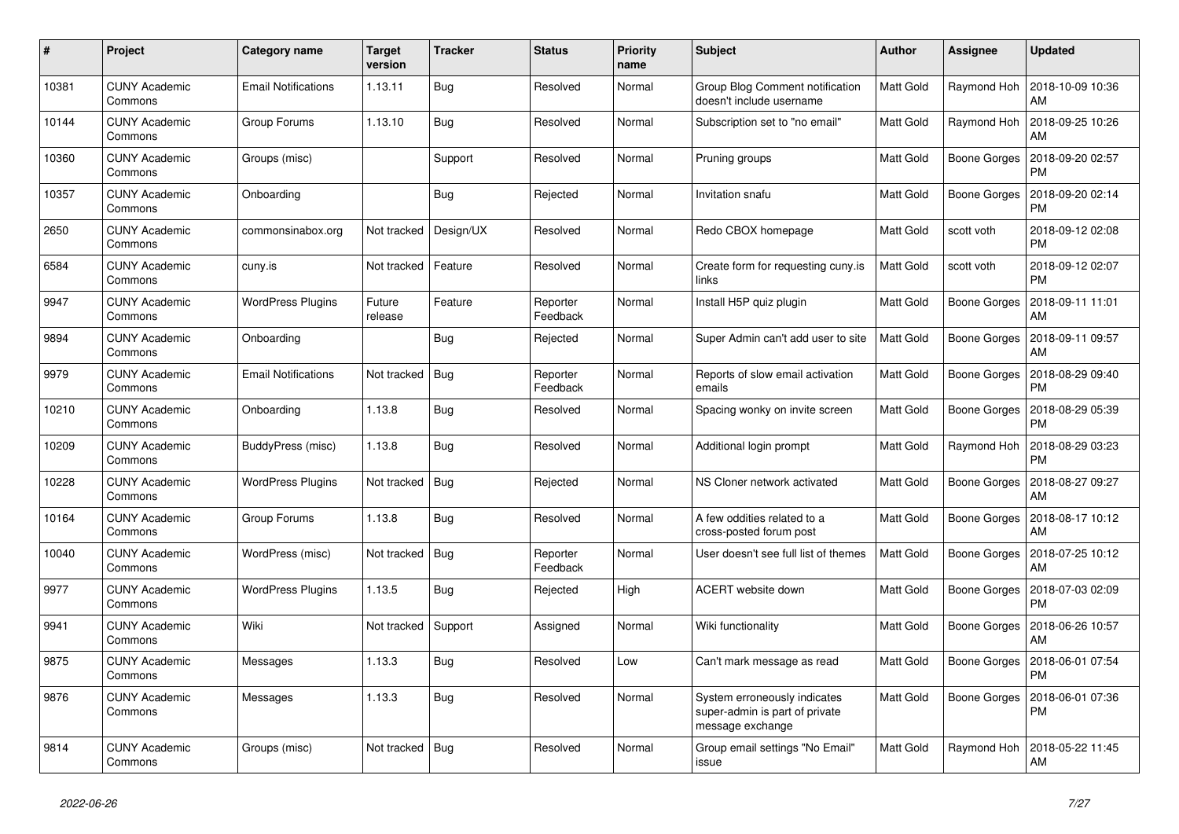| # | Project | Category name | Target version | Tracker | Status | Priority name | Subject | Author | Assignee | Updated |
|---|---|---|---|---|---|---|---|---|---|---|
| 10381 | CUNY Academic Commons | Email Notifications | 1.13.11 | Bug | Resolved | Normal | Group Blog Comment notification doesn't include username | Matt Gold | Raymond Hoh | 2018-10-09 10:36 AM |
| 10144 | CUNY Academic Commons | Group Forums | 1.13.10 | Bug | Resolved | Normal | Subscription set to "no email" | Matt Gold | Raymond Hoh | 2018-09-25 10:26 AM |
| 10360 | CUNY Academic Commons | Groups (misc) | | Support | Resolved | Normal | Pruning groups | Matt Gold | Boone Gorges | 2018-09-20 02:57 PM |
| 10357 | CUNY Academic Commons | Onboarding | | Bug | Rejected | Normal | Invitation snafu | Matt Gold | Boone Gorges | 2018-09-20 02:14 PM |
| 2650 | CUNY Academic Commons | commonsinabox.org | Not tracked | Design/UX | Resolved | Normal | Redo CBOX homepage | Matt Gold | scott voth | 2018-09-12 02:08 PM |
| 6584 | CUNY Academic Commons | cuny.is | Not tracked | Feature | Resolved | Normal | Create form for requesting cuny.is links | Matt Gold | scott voth | 2018-09-12 02:07 PM |
| 9947 | CUNY Academic Commons | WordPress Plugins | Future release | Feature | Reporter Feedback | Normal | Install H5P quiz plugin | Matt Gold | Boone Gorges | 2018-09-11 11:01 AM |
| 9894 | CUNY Academic Commons | Onboarding | | Bug | Rejected | Normal | Super Admin can't add user to site | Matt Gold | Boone Gorges | 2018-09-11 09:57 AM |
| 9979 | CUNY Academic Commons | Email Notifications | Not tracked | Bug | Reporter Feedback | Normal | Reports of slow email activation emails | Matt Gold | Boone Gorges | 2018-08-29 09:40 PM |
| 10210 | CUNY Academic Commons | Onboarding | 1.13.8 | Bug | Resolved | Normal | Spacing wonky on invite screen | Matt Gold | Boone Gorges | 2018-08-29 05:39 PM |
| 10209 | CUNY Academic Commons | BuddyPress (misc) | 1.13.8 | Bug | Resolved | Normal | Additional login prompt | Matt Gold | Raymond Hoh | 2018-08-29 03:23 PM |
| 10228 | CUNY Academic Commons | WordPress Plugins | Not tracked | Bug | Rejected | Normal | NS Cloner network activated | Matt Gold | Boone Gorges | 2018-08-27 09:27 AM |
| 10164 | CUNY Academic Commons | Group Forums | 1.13.8 | Bug | Resolved | Normal | A few oddities related to a cross-posted forum post | Matt Gold | Boone Gorges | 2018-08-17 10:12 AM |
| 10040 | CUNY Academic Commons | WordPress (misc) | Not tracked | Bug | Reporter Feedback | Normal | User doesn't see full list of themes | Matt Gold | Boone Gorges | 2018-07-25 10:12 AM |
| 9977 | CUNY Academic Commons | WordPress Plugins | 1.13.5 | Bug | Rejected | High | ACERT website down | Matt Gold | Boone Gorges | 2018-07-03 02:09 PM |
| 9941 | CUNY Academic Commons | Wiki | Not tracked | Support | Assigned | Normal | Wiki functionality | Matt Gold | Boone Gorges | 2018-06-26 10:57 AM |
| 9875 | CUNY Academic Commons | Messages | 1.13.3 | Bug | Resolved | Low | Can't mark message as read | Matt Gold | Boone Gorges | 2018-06-01 07:54 PM |
| 9876 | CUNY Academic Commons | Messages | 1.13.3 | Bug | Resolved | Normal | System erroneously indicates super-admin is part of private message exchange | Matt Gold | Boone Gorges | 2018-06-01 07:36 PM |
| 9814 | CUNY Academic Commons | Groups (misc) | Not tracked | Bug | Resolved | Normal | Group email settings "No Email" issue | Matt Gold | Raymond Hoh | 2018-05-22 11:45 AM |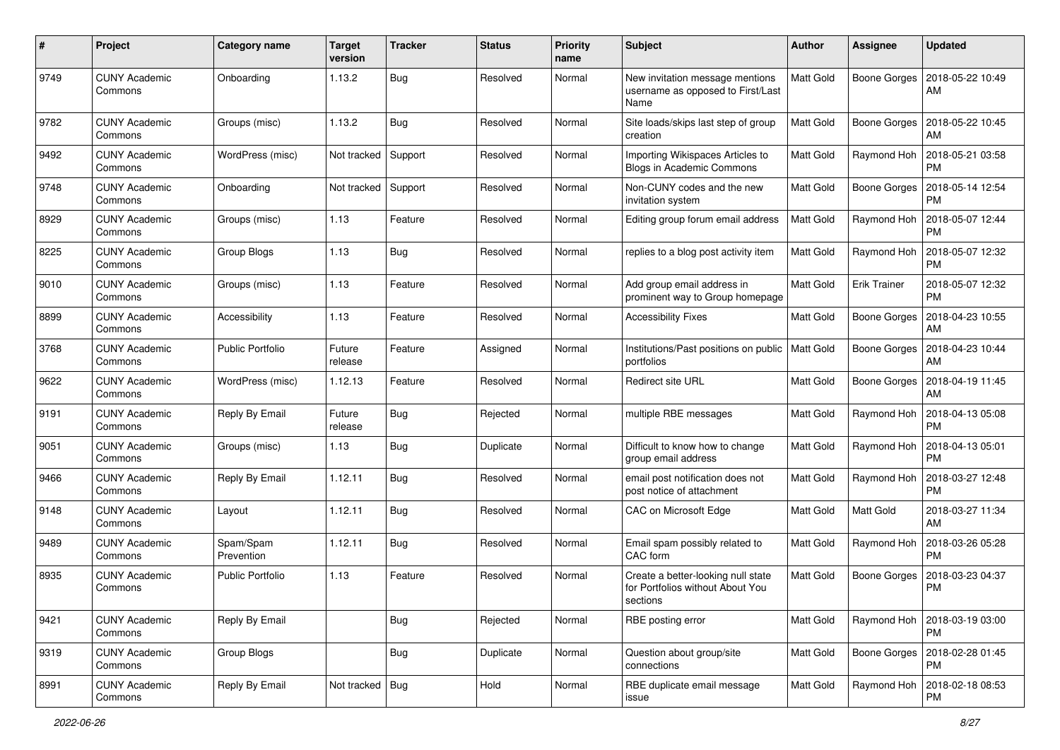| # | Project | Category name | Target version | Tracker | Status | Priority name | Subject | Author | Assignee | Updated |
|---|---|---|---|---|---|---|---|---|---|---|
| 9749 | CUNY Academic Commons | Onboarding | 1.13.2 | Bug | Resolved | Normal | New invitation message mentions username as opposed to First/Last Name | Matt Gold | Boone Gorges | 2018-05-22 10:49 AM |
| 9782 | CUNY Academic Commons | Groups (misc) | 1.13.2 | Bug | Resolved | Normal | Site loads/skips last step of group creation | Matt Gold | Boone Gorges | 2018-05-22 10:45 AM |
| 9492 | CUNY Academic Commons | WordPress (misc) | Not tracked | Support | Resolved | Normal | Importing Wikispaces Articles to Blogs in Academic Commons | Matt Gold | Raymond Hoh | 2018-05-21 03:58 PM |
| 9748 | CUNY Academic Commons | Onboarding | Not tracked | Support | Resolved | Normal | Non-CUNY codes and the new invitation system | Matt Gold | Boone Gorges | 2018-05-14 12:54 PM |
| 8929 | CUNY Academic Commons | Groups (misc) | 1.13 | Feature | Resolved | Normal | Editing group forum email address | Matt Gold | Raymond Hoh | 2018-05-07 12:44 PM |
| 8225 | CUNY Academic Commons | Group Blogs | 1.13 | Bug | Resolved | Normal | replies to a blog post activity item | Matt Gold | Raymond Hoh | 2018-05-07 12:32 PM |
| 9010 | CUNY Academic Commons | Groups (misc) | 1.13 | Feature | Resolved | Normal | Add group email address in prominent way to Group homepage | Matt Gold | Erik Trainer | 2018-05-07 12:32 PM |
| 8899 | CUNY Academic Commons | Accessibility | 1.13 | Feature | Resolved | Normal | Accessibility Fixes | Matt Gold | Boone Gorges | 2018-04-23 10:55 AM |
| 3768 | CUNY Academic Commons | Public Portfolio | Future release | Feature | Assigned | Normal | Institutions/Past positions on public portfolios | Matt Gold | Boone Gorges | 2018-04-23 10:44 AM |
| 9622 | CUNY Academic Commons | WordPress (misc) | 1.12.13 | Feature | Resolved | Normal | Redirect site URL | Matt Gold | Boone Gorges | 2018-04-19 11:45 AM |
| 9191 | CUNY Academic Commons | Reply By Email | Future release | Bug | Rejected | Normal | multiple RBE messages | Matt Gold | Raymond Hoh | 2018-04-13 05:08 PM |
| 9051 | CUNY Academic Commons | Groups (misc) | 1.13 | Bug | Duplicate | Normal | Difficult to know how to change group email address | Matt Gold | Raymond Hoh | 2018-04-13 05:01 PM |
| 9466 | CUNY Academic Commons | Reply By Email | 1.12.11 | Bug | Resolved | Normal | email post notification does not post notice of attachment | Matt Gold | Raymond Hoh | 2018-03-27 12:48 PM |
| 9148 | CUNY Academic Commons | Layout | 1.12.11 | Bug | Resolved | Normal | CAC on Microsoft Edge | Matt Gold | Matt Gold | 2018-03-27 11:34 AM |
| 9489 | CUNY Academic Commons | Spam/Spam Prevention | 1.12.11 | Bug | Resolved | Normal | Email spam possibly related to CAC form | Matt Gold | Raymond Hoh | 2018-03-26 05:28 PM |
| 8935 | CUNY Academic Commons | Public Portfolio | 1.13 | Feature | Resolved | Normal | Create a better-looking null state for Portfolios without About You sections | Matt Gold | Boone Gorges | 2018-03-23 04:37 PM |
| 9421 | CUNY Academic Commons | Reply By Email | | Bug | Rejected | Normal | RBE posting error | Matt Gold | Raymond Hoh | 2018-03-19 03:00 PM |
| 9319 | CUNY Academic Commons | Group Blogs | | Bug | Duplicate | Normal | Question about group/site connections | Matt Gold | Boone Gorges | 2018-02-28 01:45 PM |
| 8991 | CUNY Academic Commons | Reply By Email | Not tracked | Bug | Hold | Normal | RBE duplicate email message issue | Matt Gold | Raymond Hoh | 2018-02-18 08:53 PM |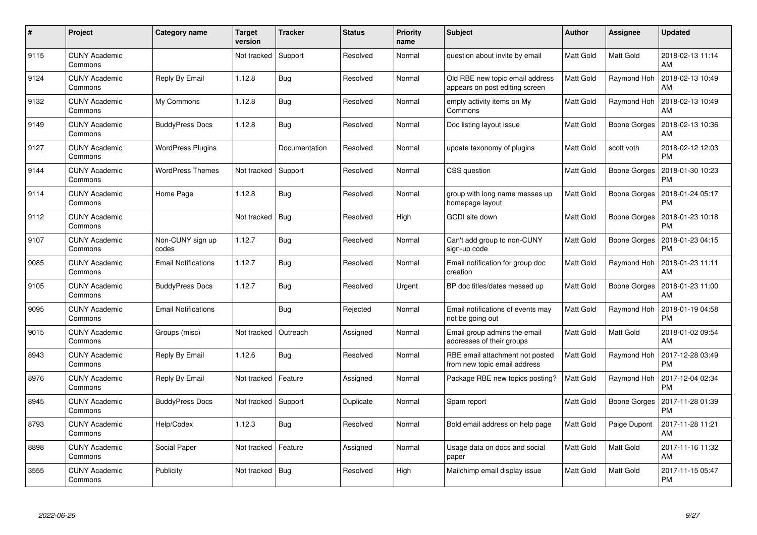| # | Project | Category name | Target version | Tracker | Status | Priority name | Subject | Author | Assignee | Updated |
|---|---|---|---|---|---|---|---|---|---|---|
| 9115 | CUNY Academic Commons | | Not tracked | Support | Resolved | Normal | question about invite by email | Matt Gold | Matt Gold | 2018-02-13 11:14 AM |
| 9124 | CUNY Academic Commons | Reply By Email | 1.12.8 | Bug | Resolved | Normal | Old RBE new topic email address appears on post editing screen | Matt Gold | Raymond Hoh | 2018-02-13 10:49 AM |
| 9132 | CUNY Academic Commons | My Commons | 1.12.8 | Bug | Resolved | Normal | empty activity items on My Commons | Matt Gold | Raymond Hoh | 2018-02-13 10:49 AM |
| 9149 | CUNY Academic Commons | BuddyPress Docs | 1.12.8 | Bug | Resolved | Normal | Doc listing layout issue | Matt Gold | Boone Gorges | 2018-02-13 10:36 AM |
| 9127 | CUNY Academic Commons | WordPress Plugins | | Documentation | Resolved | Normal | update taxonomy of plugins | Matt Gold | scott voth | 2018-02-12 12:03 PM |
| 9144 | CUNY Academic Commons | WordPress Themes | Not tracked | Support | Resolved | Normal | CSS question | Matt Gold | Boone Gorges | 2018-01-30 10:23 PM |
| 9114 | CUNY Academic Commons | Home Page | 1.12.8 | Bug | Resolved | Normal | group with long name messes up homepage layout | Matt Gold | Boone Gorges | 2018-01-24 05:17 PM |
| 9112 | CUNY Academic Commons | | Not tracked | Bug | Resolved | High | GCDI site down | Matt Gold | Boone Gorges | 2018-01-23 10:18 PM |
| 9107 | CUNY Academic Commons | Non-CUNY sign up codes | 1.12.7 | Bug | Resolved | Normal | Can't add group to non-CUNY sign-up code | Matt Gold | Boone Gorges | 2018-01-23 04:15 PM |
| 9085 | CUNY Academic Commons | Email Notifications | 1.12.7 | Bug | Resolved | Normal | Email notification for group doc creation | Matt Gold | Raymond Hoh | 2018-01-23 11:11 AM |
| 9105 | CUNY Academic Commons | BuddyPress Docs | 1.12.7 | Bug | Resolved | Urgent | BP doc titles/dates messed up | Matt Gold | Boone Gorges | 2018-01-23 11:00 AM |
| 9095 | CUNY Academic Commons | Email Notifications | | Bug | Rejected | Normal | Email notifications of events may not be going out | Matt Gold | Raymond Hoh | 2018-01-19 04:58 PM |
| 9015 | CUNY Academic Commons | Groups (misc) | Not tracked | Outreach | Assigned | Normal | Email group admins the email addresses of their groups | Matt Gold | Matt Gold | 2018-01-02 09:54 AM |
| 8943 | CUNY Academic Commons | Reply By Email | 1.12.6 | Bug | Resolved | Normal | RBE email attachment not posted from new topic email address | Matt Gold | Raymond Hoh | 2017-12-28 03:49 PM |
| 8976 | CUNY Academic Commons | Reply By Email | Not tracked | Feature | Assigned | Normal | Package RBE new topics posting? | Matt Gold | Raymond Hoh | 2017-12-04 02:34 PM |
| 8945 | CUNY Academic Commons | BuddyPress Docs | Not tracked | Support | Duplicate | Normal | Spam report | Matt Gold | Boone Gorges | 2017-11-28 01:39 PM |
| 8793 | CUNY Academic Commons | Help/Codex | 1.12.3 | Bug | Resolved | Normal | Bold email address on help page | Matt Gold | Paige Dupont | 2017-11-28 11:21 AM |
| 8898 | CUNY Academic Commons | Social Paper | Not tracked | Feature | Assigned | Normal | Usage data on docs and social paper | Matt Gold | Matt Gold | 2017-11-16 11:32 AM |
| 3555 | CUNY Academic Commons | Publicity | Not tracked | Bug | Resolved | High | Mailchimp email display issue | Matt Gold | Matt Gold | 2017-11-15 05:47 PM |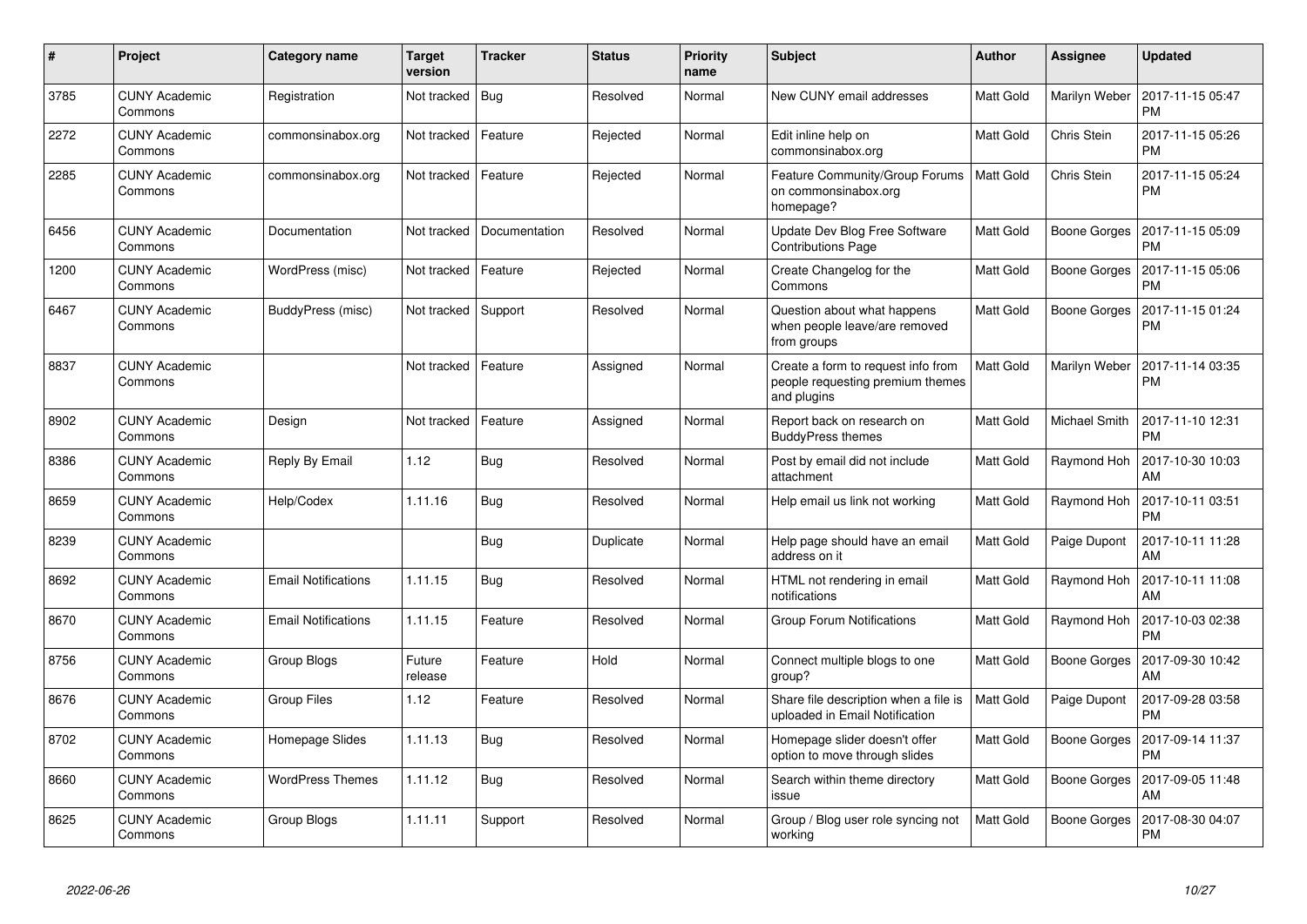| # | Project | Category name | Target version | Tracker | Status | Priority name | Subject | Author | Assignee | Updated |
|---|---|---|---|---|---|---|---|---|---|---|
| 3785 | CUNY Academic Commons | Registration | Not tracked | Bug | Resolved | Normal | New CUNY email addresses | Matt Gold | Marilyn Weber | 2017-11-15 05:47 PM |
| 2272 | CUNY Academic Commons | commonsinabox.org | Not tracked | Feature | Rejected | Normal | Edit inline help on commonsinabox.org | Matt Gold | Chris Stein | 2017-11-15 05:26 PM |
| 2285 | CUNY Academic Commons | commonsinabox.org | Not tracked | Feature | Rejected | Normal | Feature Community/Group Forums on commonsinabox.org homepage? | Matt Gold | Chris Stein | 2017-11-15 05:24 PM |
| 6456 | CUNY Academic Commons | Documentation | Not tracked | Documentation | Resolved | Normal | Update Dev Blog Free Software Contributions Page | Matt Gold | Boone Gorges | 2017-11-15 05:09 PM |
| 1200 | CUNY Academic Commons | WordPress (misc) | Not tracked | Feature | Rejected | Normal | Create Changelog for the Commons | Matt Gold | Boone Gorges | 2017-11-15 05:06 PM |
| 6467 | CUNY Academic Commons | BuddyPress (misc) | Not tracked | Support | Resolved | Normal | Question about what happens when people leave/are removed from groups | Matt Gold | Boone Gorges | 2017-11-15 01:24 PM |
| 8837 | CUNY Academic Commons | | Not tracked | Feature | Assigned | Normal | Create a form to request info from people requesting premium themes and plugins | Matt Gold | Marilyn Weber | 2017-11-14 03:35 PM |
| 8902 | CUNY Academic Commons | Design | Not tracked | Feature | Assigned | Normal | Report back on research on BuddyPress themes | Matt Gold | Michael Smith | 2017-11-10 12:31 PM |
| 8386 | CUNY Academic Commons | Reply By Email | 1.12 | Bug | Resolved | Normal | Post by email did not include attachment | Matt Gold | Raymond Hoh | 2017-10-30 10:03 AM |
| 8659 | CUNY Academic Commons | Help/Codex | 1.11.16 | Bug | Resolved | Normal | Help email us link not working | Matt Gold | Raymond Hoh | 2017-10-11 03:51 PM |
| 8239 | CUNY Academic Commons | | | Bug | Duplicate | Normal | Help page should have an email address on it | Matt Gold | Paige Dupont | 2017-10-11 11:28 AM |
| 8692 | CUNY Academic Commons | Email Notifications | 1.11.15 | Bug | Resolved | Normal | HTML not rendering in email notifications | Matt Gold | Raymond Hoh | 2017-10-11 11:08 AM |
| 8670 | CUNY Academic Commons | Email Notifications | 1.11.15 | Feature | Resolved | Normal | Group Forum Notifications | Matt Gold | Raymond Hoh | 2017-10-03 02:38 PM |
| 8756 | CUNY Academic Commons | Group Blogs | Future release | Feature | Hold | Normal | Connect multiple blogs to one group? | Matt Gold | Boone Gorges | 2017-09-30 10:42 AM |
| 8676 | CUNY Academic Commons | Group Files | 1.12 | Feature | Resolved | Normal | Share file description when a file is uploaded in Email Notification | Matt Gold | Paige Dupont | 2017-09-28 03:58 PM |
| 8702 | CUNY Academic Commons | Homepage Slides | 1.11.13 | Bug | Resolved | Normal | Homepage slider doesn't offer option to move through slides | Matt Gold | Boone Gorges | 2017-09-14 11:37 PM |
| 8660 | CUNY Academic Commons | WordPress Themes | 1.11.12 | Bug | Resolved | Normal | Search within theme directory issue | Matt Gold | Boone Gorges | 2017-09-05 11:48 AM |
| 8625 | CUNY Academic Commons | Group Blogs | 1.11.11 | Support | Resolved | Normal | Group / Blog user role syncing not working | Matt Gold | Boone Gorges | 2017-08-30 04:07 PM |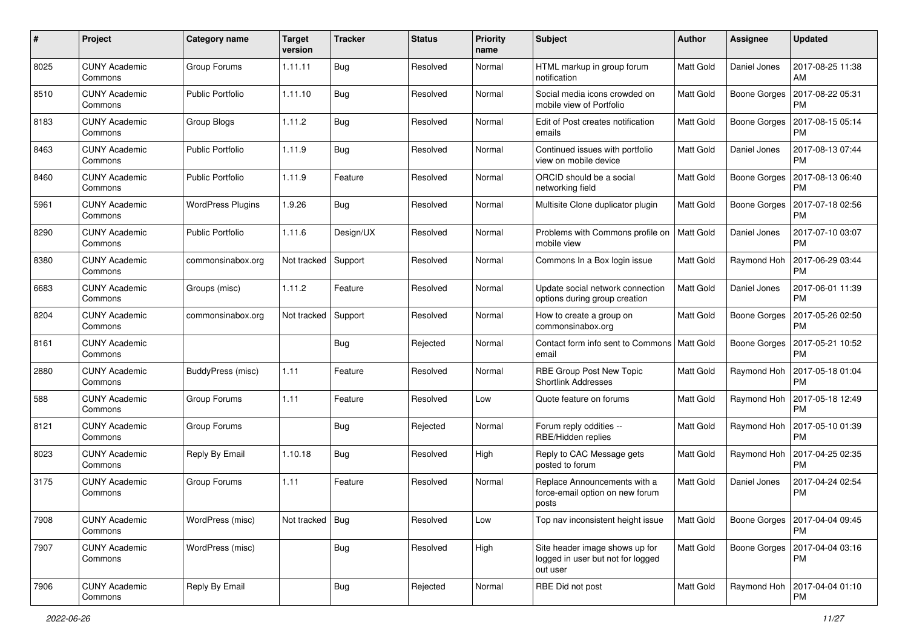| # | Project | Category name | Target version | Tracker | Status | Priority name | Subject | Author | Assignee | Updated |
|---|---|---|---|---|---|---|---|---|---|---|
| 8025 | CUNY Academic Commons | Group Forums | 1.11.11 | Bug | Resolved | Normal | HTML markup in group forum notification | Matt Gold | Daniel Jones | 2017-08-25 11:38 AM |
| 8510 | CUNY Academic Commons | Public Portfolio | 1.11.10 | Bug | Resolved | Normal | Social media icons crowded on mobile view of Portfolio | Matt Gold | Boone Gorges | 2017-08-22 05:31 PM |
| 8183 | CUNY Academic Commons | Group Blogs | 1.11.2 | Bug | Resolved | Normal | Edit of Post creates notification emails | Matt Gold | Boone Gorges | 2017-08-15 05:14 PM |
| 8463 | CUNY Academic Commons | Public Portfolio | 1.11.9 | Bug | Resolved | Normal | Continued issues with portfolio view on mobile device | Matt Gold | Daniel Jones | 2017-08-13 07:44 PM |
| 8460 | CUNY Academic Commons | Public Portfolio | 1.11.9 | Feature | Resolved | Normal | ORCID should be a social networking field | Matt Gold | Boone Gorges | 2017-08-13 06:40 PM |
| 5961 | CUNY Academic Commons | WordPress Plugins | 1.9.26 | Bug | Resolved | Normal | Multisite Clone duplicator plugin | Matt Gold | Boone Gorges | 2017-07-18 02:56 PM |
| 8290 | CUNY Academic Commons | Public Portfolio | 1.11.6 | Design/UX | Resolved | Normal | Problems with Commons profile on mobile view | Matt Gold | Daniel Jones | 2017-07-10 03:07 PM |
| 8380 | CUNY Academic Commons | commonsinabox.org | Not tracked | Support | Resolved | Normal | Commons In a Box login issue | Matt Gold | Raymond Hoh | 2017-06-29 03:44 PM |
| 6683 | CUNY Academic Commons | Groups (misc) | 1.11.2 | Feature | Resolved | Normal | Update social network connection options during group creation | Matt Gold | Daniel Jones | 2017-06-01 11:39 PM |
| 8204 | CUNY Academic Commons | commonsinabox.org | Not tracked | Support | Resolved | Normal | How to create a group on commonsinabox.org | Matt Gold | Boone Gorges | 2017-05-26 02:50 PM |
| 8161 | CUNY Academic Commons | | | Bug | Rejected | Normal | Contact form info sent to Commons email | Matt Gold | Boone Gorges | 2017-05-21 10:52 PM |
| 2880 | CUNY Academic Commons | BuddyPress (misc) | 1.11 | Feature | Resolved | Normal | RBE Group Post New Topic Shortlink Addresses | Matt Gold | Raymond Hoh | 2017-05-18 01:04 PM |
| 588 | CUNY Academic Commons | Group Forums | 1.11 | Feature | Resolved | Low | Quote feature on forums | Matt Gold | Raymond Hoh | 2017-05-18 12:49 PM |
| 8121 | CUNY Academic Commons | Group Forums | | Bug | Rejected | Normal | Forum reply oddities -- RBE/Hidden replies | Matt Gold | Raymond Hoh | 2017-05-10 01:39 PM |
| 8023 | CUNY Academic Commons | Reply By Email | 1.10.18 | Bug | Resolved | High | Reply to CAC Message gets posted to forum | Matt Gold | Raymond Hoh | 2017-04-25 02:35 PM |
| 3175 | CUNY Academic Commons | Group Forums | 1.11 | Feature | Resolved | Normal | Replace Announcements with a force-email option on new forum posts | Matt Gold | Daniel Jones | 2017-04-24 02:54 PM |
| 7908 | CUNY Academic Commons | WordPress (misc) | Not tracked | Bug | Resolved | Low | Top nav inconsistent height issue | Matt Gold | Boone Gorges | 2017-04-04 09:45 PM |
| 7907 | CUNY Academic Commons | WordPress (misc) | | Bug | Resolved | High | Site header image shows up for logged in user but not for logged out user | Matt Gold | Boone Gorges | 2017-04-04 03:16 PM |
| 7906 | CUNY Academic Commons | Reply By Email | | Bug | Rejected | Normal | RBE Did not post | Matt Gold | Raymond Hoh | 2017-04-04 01:10 PM |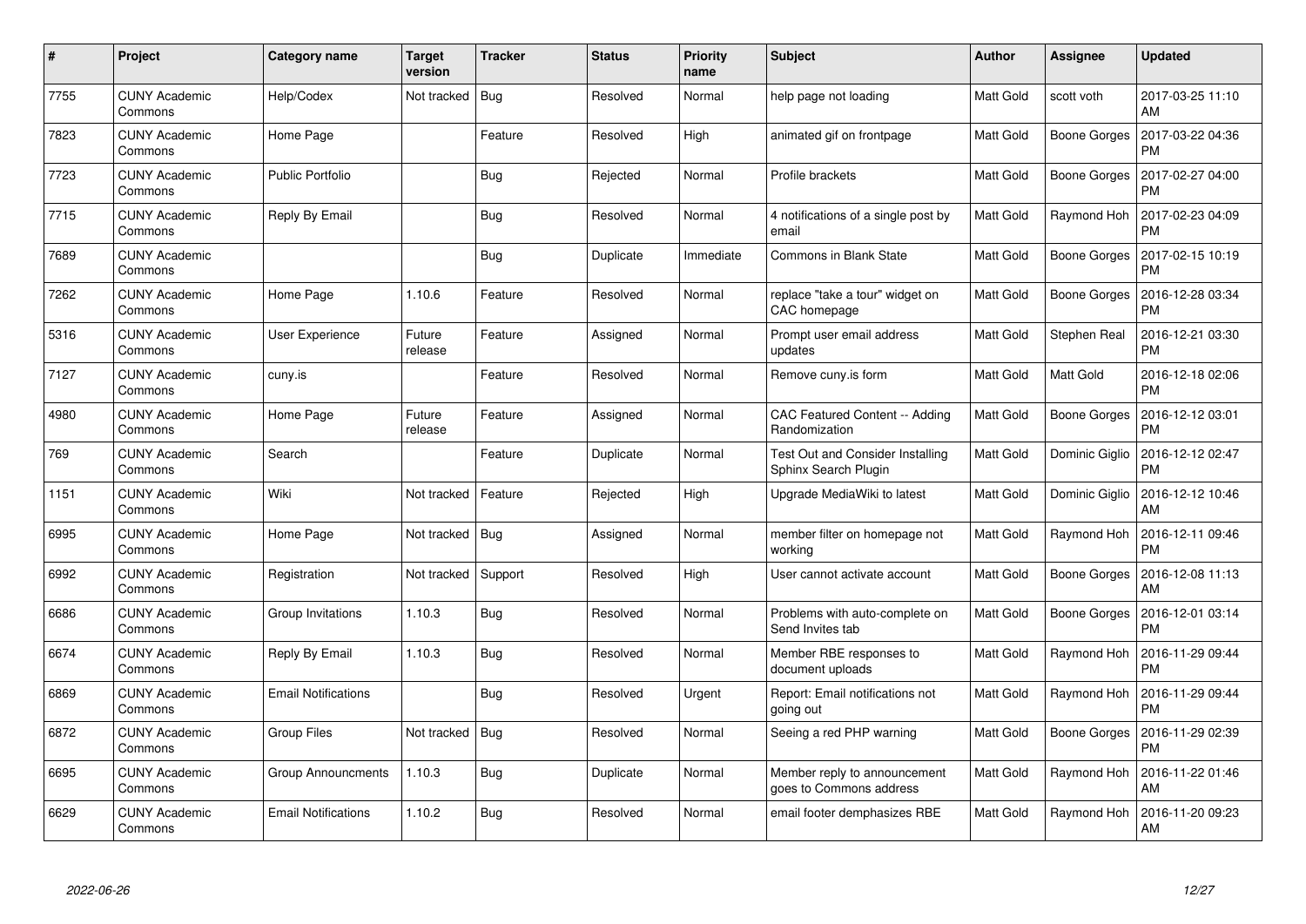| # | Project | Category name | Target version | Tracker | Status | Priority name | Subject | Author | Assignee | Updated |
|---|---|---|---|---|---|---|---|---|---|---|
| 7755 | CUNY Academic Commons | Help/Codex | Not tracked | Bug | Resolved | Normal | help page not loading | Matt Gold | scott voth | 2017-03-25 11:10 AM |
| 7823 | CUNY Academic Commons | Home Page | | Feature | Resolved | High | animated gif on frontpage | Matt Gold | Boone Gorges | 2017-03-22 04:36 PM |
| 7723 | CUNY Academic Commons | Public Portfolio | | Bug | Rejected | Normal | Profile brackets | Matt Gold | Boone Gorges | 2017-02-27 04:00 PM |
| 7715 | CUNY Academic Commons | Reply By Email | | Bug | Resolved | Normal | 4 notifications of a single post by email | Matt Gold | Raymond Hoh | 2017-02-23 04:09 PM |
| 7689 | CUNY Academic Commons | | | Bug | Duplicate | Immediate | Commons in Blank State | Matt Gold | Boone Gorges | 2017-02-15 10:19 PM |
| 7262 | CUNY Academic Commons | Home Page | 1.10.6 | Feature | Resolved | Normal | replace "take a tour" widget on CAC homepage | Matt Gold | Boone Gorges | 2016-12-28 03:34 PM |
| 5316 | CUNY Academic Commons | User Experience | Future release | Feature | Assigned | Normal | Prompt user email address updates | Matt Gold | Stephen Real | 2016-12-21 03:30 PM |
| 7127 | CUNY Academic Commons | cuny.is | | Feature | Resolved | Normal | Remove cuny.is form | Matt Gold | Matt Gold | 2016-12-18 02:06 PM |
| 4980 | CUNY Academic Commons | Home Page | Future release | Feature | Assigned | Normal | CAC Featured Content -- Adding Randomization | Matt Gold | Boone Gorges | 2016-12-12 03:01 PM |
| 769 | CUNY Academic Commons | Search | | Feature | Duplicate | Normal | Test Out and Consider Installing Sphinx Search Plugin | Matt Gold | Dominic Giglio | 2016-12-12 02:47 PM |
| 1151 | CUNY Academic Commons | Wiki | Not tracked | Feature | Rejected | High | Upgrade MediaWiki to latest | Matt Gold | Dominic Giglio | 2016-12-12 10:46 AM |
| 6995 | CUNY Academic Commons | Home Page | Not tracked | Bug | Assigned | Normal | member filter on homepage not working | Matt Gold | Raymond Hoh | 2016-12-11 09:46 PM |
| 6992 | CUNY Academic Commons | Registration | Not tracked | Support | Resolved | High | User cannot activate account | Matt Gold | Boone Gorges | 2016-12-08 11:13 AM |
| 6686 | CUNY Academic Commons | Group Invitations | 1.10.3 | Bug | Resolved | Normal | Problems with auto-complete on Send Invites tab | Matt Gold | Boone Gorges | 2016-12-01 03:14 PM |
| 6674 | CUNY Academic Commons | Reply By Email | 1.10.3 | Bug | Resolved | Normal | Member RBE responses to document uploads | Matt Gold | Raymond Hoh | 2016-11-29 09:44 PM |
| 6869 | CUNY Academic Commons | Email Notifications | | Bug | Resolved | Urgent | Report: Email notifications not going out | Matt Gold | Raymond Hoh | 2016-11-29 09:44 PM |
| 6872 | CUNY Academic Commons | Group Files | Not tracked | Bug | Resolved | Normal | Seeing a red PHP warning | Matt Gold | Boone Gorges | 2016-11-29 02:39 PM |
| 6695 | CUNY Academic Commons | Group Announcments | 1.10.3 | Bug | Duplicate | Normal | Member reply to announcement goes to Commons address | Matt Gold | Raymond Hoh | 2016-11-22 01:46 AM |
| 6629 | CUNY Academic Commons | Email Notifications | 1.10.2 | Bug | Resolved | Normal | email footer demphasizes RBE | Matt Gold | Raymond Hoh | 2016-11-20 09:23 AM |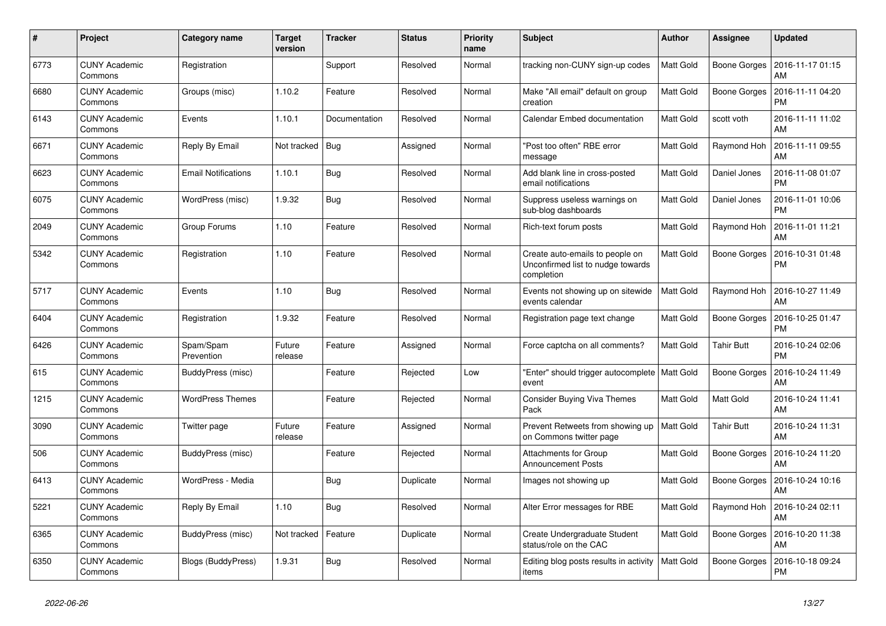| # | Project | Category name | Target version | Tracker | Status | Priority name | Subject | Author | Assignee | Updated |
|---|---|---|---|---|---|---|---|---|---|---|
| 6773 | CUNY Academic Commons | Registration | | Support | Resolved | Normal | tracking non-CUNY sign-up codes | Matt Gold | Boone Gorges | 2016-11-17 01:15 AM |
| 6680 | CUNY Academic Commons | Groups (misc) | 1.10.2 | Feature | Resolved | Normal | Make "All email" default on group creation | Matt Gold | Boone Gorges | 2016-11-11 04:20 PM |
| 6143 | CUNY Academic Commons | Events | 1.10.1 | Documentation | Resolved | Normal | Calendar Embed documentation | Matt Gold | scott voth | 2016-11-11 11:02 AM |
| 6671 | CUNY Academic Commons | Reply By Email | Not tracked | Bug | Assigned | Normal | "Post too often" RBE error message | Matt Gold | Raymond Hoh | 2016-11-11 09:55 AM |
| 6623 | CUNY Academic Commons | Email Notifications | 1.10.1 | Bug | Resolved | Normal | Add blank line in cross-posted email notifications | Matt Gold | Daniel Jones | 2016-11-08 01:07 PM |
| 6075 | CUNY Academic Commons | WordPress (misc) | 1.9.32 | Bug | Resolved | Normal | Suppress useless warnings on sub-blog dashboards | Matt Gold | Daniel Jones | 2016-11-01 10:06 PM |
| 2049 | CUNY Academic Commons | Group Forums | 1.10 | Feature | Resolved | Normal | Rich-text forum posts | Matt Gold | Raymond Hoh | 2016-11-01 11:21 AM |
| 5342 | CUNY Academic Commons | Registration | 1.10 | Feature | Resolved | Normal | Create auto-emails to people on Unconfirmed list to nudge towards completion | Matt Gold | Boone Gorges | 2016-10-31 01:48 PM |
| 5717 | CUNY Academic Commons | Events | 1.10 | Bug | Resolved | Normal | Events not showing up on sitewide events calendar | Matt Gold | Raymond Hoh | 2016-10-27 11:49 AM |
| 6404 | CUNY Academic Commons | Registration | 1.9.32 | Feature | Resolved | Normal | Registration page text change | Matt Gold | Boone Gorges | 2016-10-25 01:47 PM |
| 6426 | CUNY Academic Commons | Spam/Spam Prevention | Future release | Feature | Assigned | Normal | Force captcha on all comments? | Matt Gold | Tahir Butt | 2016-10-24 02:06 PM |
| 615 | CUNY Academic Commons | BuddyPress (misc) | | Feature | Rejected | Low | "Enter" should trigger autocomplete event | Matt Gold | Boone Gorges | 2016-10-24 11:49 AM |
| 1215 | CUNY Academic Commons | WordPress Themes | | Feature | Rejected | Normal | Consider Buying Viva Themes Pack | Matt Gold | Matt Gold | 2016-10-24 11:41 AM |
| 3090 | CUNY Academic Commons | Twitter page | Future release | Feature | Assigned | Normal | Prevent Retweets from showing up on Commons twitter page | Matt Gold | Tahir Butt | 2016-10-24 11:31 AM |
| 506 | CUNY Academic Commons | BuddyPress (misc) | | Feature | Rejected | Normal | Attachments for Group Announcement Posts | Matt Gold | Boone Gorges | 2016-10-24 11:20 AM |
| 6413 | CUNY Academic Commons | WordPress - Media | | Bug | Duplicate | Normal | Images not showing up | Matt Gold | Boone Gorges | 2016-10-24 10:16 AM |
| 5221 | CUNY Academic Commons | Reply By Email | 1.10 | Bug | Resolved | Normal | Alter Error messages for RBE | Matt Gold | Raymond Hoh | 2016-10-24 02:11 AM |
| 6365 | CUNY Academic Commons | BuddyPress (misc) | Not tracked | Feature | Duplicate | Normal | Create Undergraduate Student status/role on the CAC | Matt Gold | Boone Gorges | 2016-10-20 11:38 AM |
| 6350 | CUNY Academic Commons | Blogs (BuddyPress) | 1.9.31 | Bug | Resolved | Normal | Editing blog posts results in activity items | Matt Gold | Boone Gorges | 2016-10-18 09:24 PM |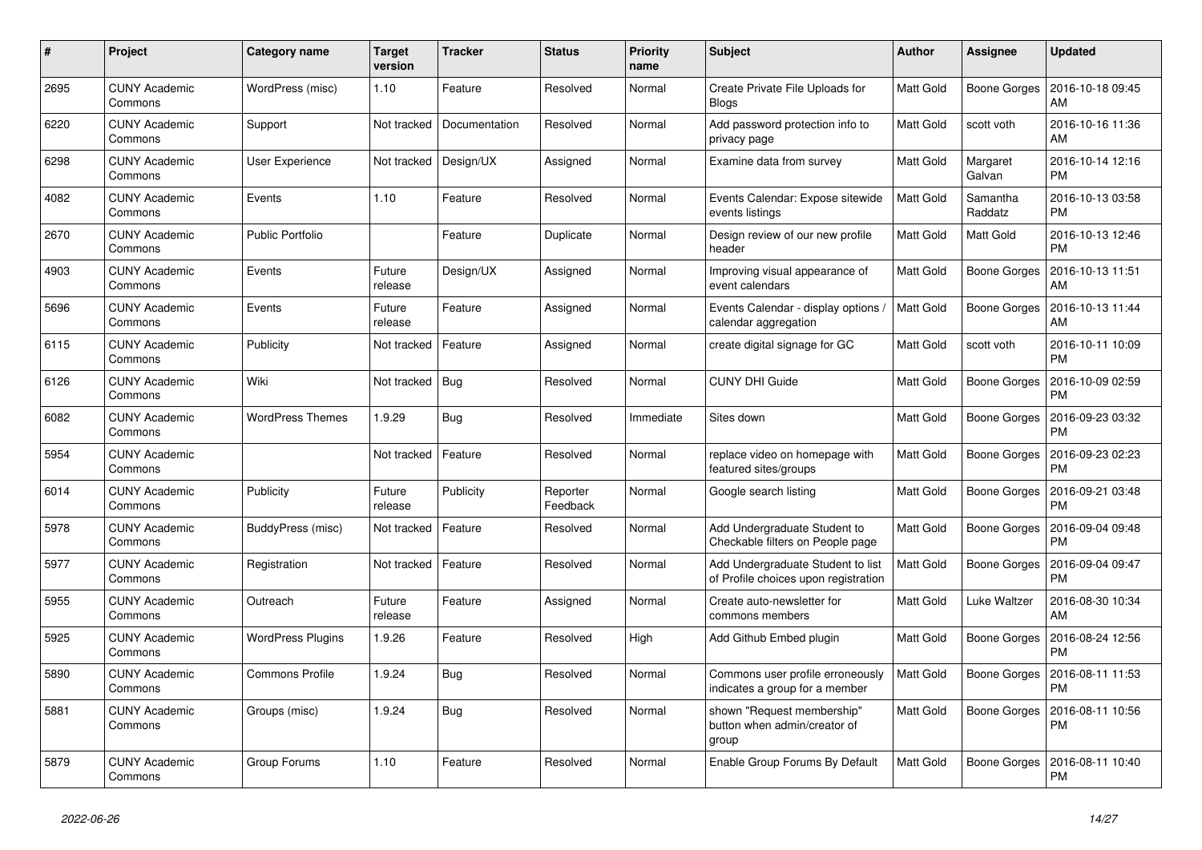| # | Project | Category name | Target version | Tracker | Status | Priority name | Subject | Author | Assignee | Updated |
|---|---|---|---|---|---|---|---|---|---|---|
| 2695 | CUNY Academic Commons | WordPress (misc) | 1.10 | Feature | Resolved | Normal | Create Private File Uploads for Blogs | Matt Gold | Boone Gorges | 2016-10-18 09:45 AM |
| 6220 | CUNY Academic Commons | Support | Not tracked | Documentation | Resolved | Normal | Add password protection info to privacy page | Matt Gold | scott voth | 2016-10-16 11:36 AM |
| 6298 | CUNY Academic Commons | User Experience | Not tracked | Design/UX | Assigned | Normal | Examine data from survey | Matt Gold | Margaret Galvan | 2016-10-14 12:16 PM |
| 4082 | CUNY Academic Commons | Events | 1.10 | Feature | Resolved | Normal | Events Calendar: Expose sitewide events listings | Matt Gold | Samantha Raddatz | 2016-10-13 03:58 PM |
| 2670 | CUNY Academic Commons | Public Portfolio | | Feature | Duplicate | Normal | Design review of our new profile header | Matt Gold | Matt Gold | 2016-10-13 12:46 PM |
| 4903 | CUNY Academic Commons | Events | Future release | Design/UX | Assigned | Normal | Improving visual appearance of event calendars | Matt Gold | Boone Gorges | 2016-10-13 11:51 AM |
| 5696 | CUNY Academic Commons | Events | Future release | Feature | Assigned | Normal | Events Calendar - display options / calendar aggregation | Matt Gold | Boone Gorges | 2016-10-13 11:44 AM |
| 6115 | CUNY Academic Commons | Publicity | Not tracked | Feature | Assigned | Normal | create digital signage for GC | Matt Gold | scott voth | 2016-10-11 10:09 PM |
| 6126 | CUNY Academic Commons | Wiki | Not tracked | Bug | Resolved | Normal | CUNY DHI Guide | Matt Gold | Boone Gorges | 2016-10-09 02:59 PM |
| 6082 | CUNY Academic Commons | WordPress Themes | 1.9.29 | Bug | Resolved | Immediate | Sites down | Matt Gold | Boone Gorges | 2016-09-23 03:32 PM |
| 5954 | CUNY Academic Commons | | Not tracked | Feature | Resolved | Normal | replace video on homepage with featured sites/groups | Matt Gold | Boone Gorges | 2016-09-23 02:23 PM |
| 6014 | CUNY Academic Commons | Publicity | Future release | Publicity | Reporter Feedback | Normal | Google search listing | Matt Gold | Boone Gorges | 2016-09-21 03:48 PM |
| 5978 | CUNY Academic Commons | BuddyPress (misc) | Not tracked | Feature | Resolved | Normal | Add Undergraduate Student to Checkable filters on People page | Matt Gold | Boone Gorges | 2016-09-04 09:48 PM |
| 5977 | CUNY Academic Commons | Registration | Not tracked | Feature | Resolved | Normal | Add Undergraduate Student to list of Profile choices upon registration | Matt Gold | Boone Gorges | 2016-09-04 09:47 PM |
| 5955 | CUNY Academic Commons | Outreach | Future release | Feature | Assigned | Normal | Create auto-newsletter for commons members | Matt Gold | Luke Waltzer | 2016-08-30 10:34 AM |
| 5925 | CUNY Academic Commons | WordPress Plugins | 1.9.26 | Feature | Resolved | High | Add Github Embed plugin | Matt Gold | Boone Gorges | 2016-08-24 12:56 PM |
| 5890 | CUNY Academic Commons | Commons Profile | 1.9.24 | Bug | Resolved | Normal | Commons user profile erroneously indicates a group for a member | Matt Gold | Boone Gorges | 2016-08-11 11:53 PM |
| 5881 | CUNY Academic Commons | Groups (misc) | 1.9.24 | Bug | Resolved | Normal | shown "Request membership" button when admin/creator of group | Matt Gold | Boone Gorges | 2016-08-11 10:56 PM |
| 5879 | CUNY Academic Commons | Group Forums | 1.10 | Feature | Resolved | Normal | Enable Group Forums By Default | Matt Gold | Boone Gorges | 2016-08-11 10:40 PM |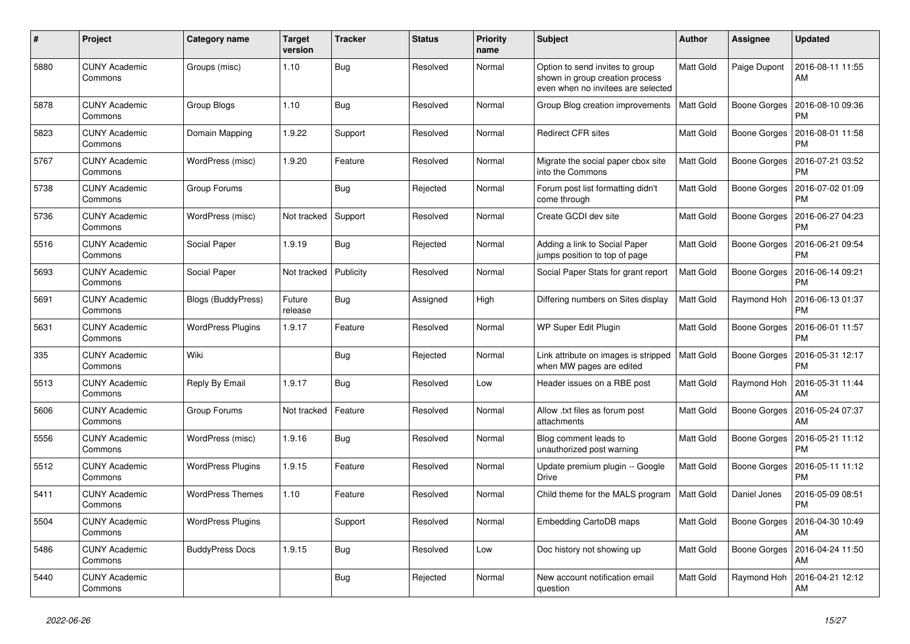| # | Project | Category name | Target version | Tracker | Status | Priority name | Subject | Author | Assignee | Updated |
|---|---|---|---|---|---|---|---|---|---|---|
| 5880 | CUNY Academic Commons | Groups (misc) | 1.10 | Bug | Resolved | Normal | Option to send invites to group shown in group creation process even when no invitees are selected | Matt Gold | Paige Dupont | 2016-08-11 11:55 AM |
| 5878 | CUNY Academic Commons | Group Blogs | 1.10 | Bug | Resolved | Normal | Group Blog creation improvements | Matt Gold | Boone Gorges | 2016-08-10 09:36 PM |
| 5823 | CUNY Academic Commons | Domain Mapping | 1.9.22 | Support | Resolved | Normal | Redirect CFR sites | Matt Gold | Boone Gorges | 2016-08-01 11:58 PM |
| 5767 | CUNY Academic Commons | WordPress (misc) | 1.9.20 | Feature | Resolved | Normal | Migrate the social paper cbox site into the Commons | Matt Gold | Boone Gorges | 2016-07-21 03:52 PM |
| 5738 | CUNY Academic Commons | Group Forums | | Bug | Rejected | Normal | Forum post list formatting didn't come through | Matt Gold | Boone Gorges | 2016-07-02 01:09 PM |
| 5736 | CUNY Academic Commons | WordPress (misc) | Not tracked | Support | Resolved | Normal | Create GCDI dev site | Matt Gold | Boone Gorges | 2016-06-27 04:23 PM |
| 5516 | CUNY Academic Commons | Social Paper | 1.9.19 | Bug | Rejected | Normal | Adding a link to Social Paper jumps position to top of page | Matt Gold | Boone Gorges | 2016-06-21 09:54 PM |
| 5693 | CUNY Academic Commons | Social Paper | Not tracked | Publicity | Resolved | Normal | Social Paper Stats for grant report | Matt Gold | Boone Gorges | 2016-06-14 09:21 PM |
| 5691 | CUNY Academic Commons | Blogs (BuddyPress) | Future release | Bug | Assigned | High | Differing numbers on Sites display | Matt Gold | Raymond Hoh | 2016-06-13 01:37 PM |
| 5631 | CUNY Academic Commons | WordPress Plugins | 1.9.17 | Feature | Resolved | Normal | WP Super Edit Plugin | Matt Gold | Boone Gorges | 2016-06-01 11:57 PM |
| 335 | CUNY Academic Commons | Wiki | | Bug | Rejected | Normal | Link attribute on images is stripped when MW pages are edited | Matt Gold | Boone Gorges | 2016-05-31 12:17 PM |
| 5513 | CUNY Academic Commons | Reply By Email | 1.9.17 | Bug | Resolved | Low | Header issues on a RBE post | Matt Gold | Raymond Hoh | 2016-05-31 11:44 AM |
| 5606 | CUNY Academic Commons | Group Forums | Not tracked | Feature | Resolved | Normal | Allow .txt files as forum post attachments | Matt Gold | Boone Gorges | 2016-05-24 07:37 AM |
| 5556 | CUNY Academic Commons | WordPress (misc) | 1.9.16 | Bug | Resolved | Normal | Blog comment leads to unauthorized post warning | Matt Gold | Boone Gorges | 2016-05-21 11:12 PM |
| 5512 | CUNY Academic Commons | WordPress Plugins | 1.9.15 | Feature | Resolved | Normal | Update premium plugin -- Google Drive | Matt Gold | Boone Gorges | 2016-05-11 11:12 PM |
| 5411 | CUNY Academic Commons | WordPress Themes | 1.10 | Feature | Resolved | Normal | Child theme for the MALS program | Matt Gold | Daniel Jones | 2016-05-09 08:51 PM |
| 5504 | CUNY Academic Commons | WordPress Plugins | | Support | Resolved | Normal | Embedding CartoDB maps | Matt Gold | Boone Gorges | 2016-04-30 10:49 AM |
| 5486 | CUNY Academic Commons | BuddyPress Docs | 1.9.15 | Bug | Resolved | Low | Doc history not showing up | Matt Gold | Boone Gorges | 2016-04-24 11:50 AM |
| 5440 | CUNY Academic Commons | | | Bug | Rejected | Normal | New account notification email question | Matt Gold | Raymond Hoh | 2016-04-21 12:12 AM |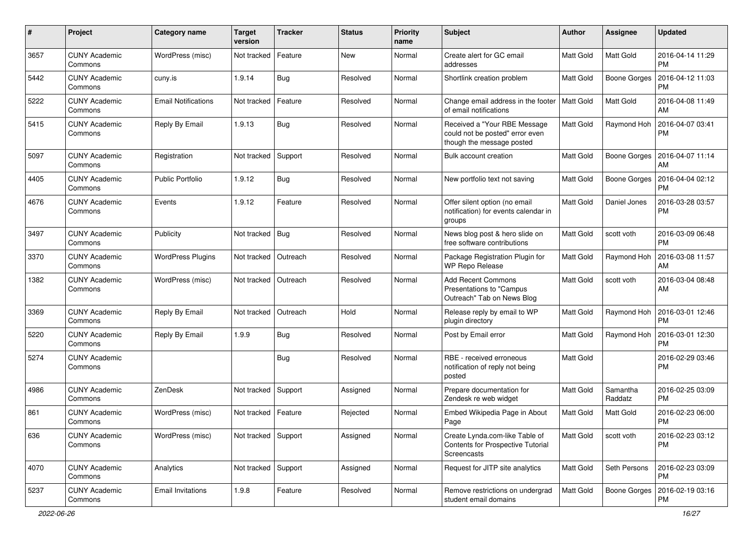| # | Project | Category name | Target version | Tracker | Status | Priority name | Subject | Author | Assignee | Updated |
|---|---|---|---|---|---|---|---|---|---|---|
| 3657 | CUNY Academic Commons | WordPress (misc) | Not tracked | Feature | New | Normal | Create alert for GC email addresses | Matt Gold | Matt Gold | 2016-04-14 11:29 PM |
| 5442 | CUNY Academic Commons | cuny.is | 1.9.14 | Bug | Resolved | Normal | Shortlink creation problem | Matt Gold | Boone Gorges | 2016-04-12 11:03 PM |
| 5222 | CUNY Academic Commons | Email Notifications | Not tracked | Feature | Resolved | Normal | Change email address in the footer of email notifications | Matt Gold | Matt Gold | 2016-04-08 11:49 AM |
| 5415 | CUNY Academic Commons | Reply By Email | 1.9.13 | Bug | Resolved | Normal | Received a "Your RBE Message could not be posted" error even though the message posted | Matt Gold | Raymond Hoh | 2016-04-07 03:41 PM |
| 5097 | CUNY Academic Commons | Registration | Not tracked | Support | Resolved | Normal | Bulk account creation | Matt Gold | Boone Gorges | 2016-04-07 11:14 AM |
| 4405 | CUNY Academic Commons | Public Portfolio | 1.9.12 | Bug | Resolved | Normal | New portfolio text not saving | Matt Gold | Boone Gorges | 2016-04-04 02:12 PM |
| 4676 | CUNY Academic Commons | Events | 1.9.12 | Feature | Resolved | Normal | Offer silent option (no email notification) for events calendar in groups | Matt Gold | Daniel Jones | 2016-03-28 03:57 PM |
| 3497 | CUNY Academic Commons | Publicity | Not tracked | Bug | Resolved | Normal | News blog post & hero slide on free software contributions | Matt Gold | scott voth | 2016-03-09 06:48 PM |
| 3370 | CUNY Academic Commons | WordPress Plugins | Not tracked | Outreach | Resolved | Normal | Package Registration Plugin for WP Repo Release | Matt Gold | Raymond Hoh | 2016-03-08 11:57 AM |
| 1382 | CUNY Academic Commons | WordPress (misc) | Not tracked | Outreach | Resolved | Normal | Add Recent Commons Presentations to "Campus Outreach" Tab on News Blog | Matt Gold | scott voth | 2016-03-04 08:48 AM |
| 3369 | CUNY Academic Commons | Reply By Email | Not tracked | Outreach | Hold | Normal | Release reply by email to WP plugin directory | Matt Gold | Raymond Hoh | 2016-03-01 12:46 PM |
| 5220 | CUNY Academic Commons | Reply By Email | 1.9.9 | Bug | Resolved | Normal | Post by Email error | Matt Gold | Raymond Hoh | 2016-03-01 12:30 PM |
| 5274 | CUNY Academic Commons | | | Bug | Resolved | Normal | RBE - received erroneous notification of reply not being posted | Matt Gold | | 2016-02-29 03:46 PM |
| 4986 | CUNY Academic Commons | ZenDesk | Not tracked | Support | Assigned | Normal | Prepare documentation for Zendesk re web widget | Matt Gold | Samantha Raddatz | 2016-02-25 03:09 PM |
| 861 | CUNY Academic Commons | WordPress (misc) | Not tracked | Feature | Rejected | Normal | Embed Wikipedia Page in About Page | Matt Gold | Matt Gold | 2016-02-23 06:00 PM |
| 636 | CUNY Academic Commons | WordPress (misc) | Not tracked | Support | Assigned | Normal | Create Lynda.com-like Table of Contents for Prospective Tutorial Screencasts | Matt Gold | scott voth | 2016-02-23 03:12 PM |
| 4070 | CUNY Academic Commons | Analytics | Not tracked | Support | Assigned | Normal | Request for JITP site analytics | Matt Gold | Seth Persons | 2016-02-23 03:09 PM |
| 5237 | CUNY Academic Commons | Email Invitations | 1.9.8 | Feature | Resolved | Normal | Remove restrictions on undergrad student email domains | Matt Gold | Boone Gorges | 2016-02-19 03:16 PM |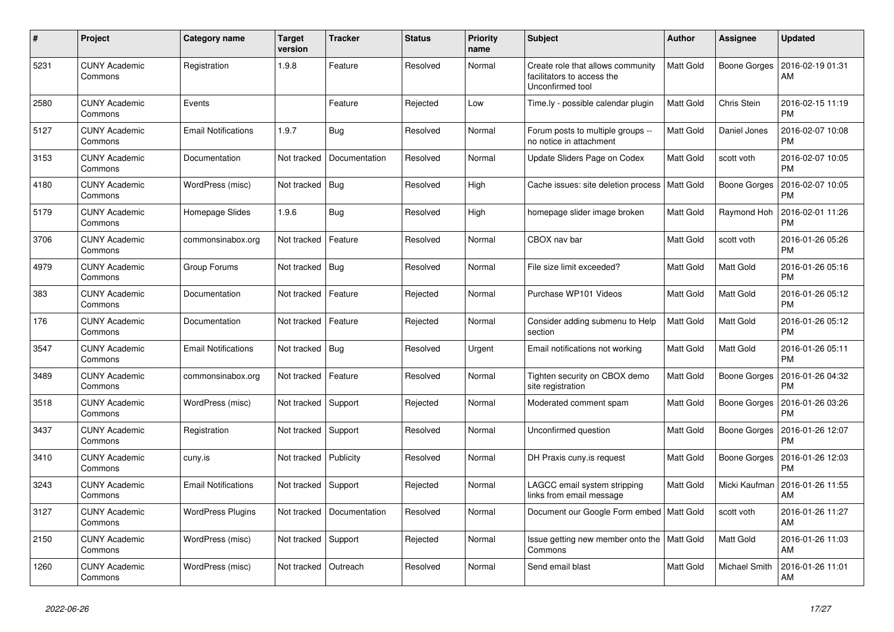| # | Project | Category name | Target version | Tracker | Status | Priority name | Subject | Author | Assignee | Updated |
|---|---|---|---|---|---|---|---|---|---|---|
| 5231 | CUNY Academic Commons | Registration | 1.9.8 | Feature | Resolved | Normal | Create role that allows community facilitators to access the Unconfirmed tool | Matt Gold | Boone Gorges | 2016-02-19 01:31 AM |
| 2580 | CUNY Academic Commons | Events | | Feature | Rejected | Low | Time.ly - possible calendar plugin | Matt Gold | Chris Stein | 2016-02-15 11:19 PM |
| 5127 | CUNY Academic Commons | Email Notifications | 1.9.7 | Bug | Resolved | Normal | Forum posts to multiple groups -- no notice in attachment | Matt Gold | Daniel Jones | 2016-02-07 10:08 PM |
| 3153 | CUNY Academic Commons | Documentation | Not tracked | Documentation | Resolved | Normal | Update Sliders Page on Codex | Matt Gold | scott voth | 2016-02-07 10:05 PM |
| 4180 | CUNY Academic Commons | WordPress (misc) | Not tracked | Bug | Resolved | High | Cache issues: site deletion process | Matt Gold | Boone Gorges | 2016-02-07 10:05 PM |
| 5179 | CUNY Academic Commons | Homepage Slides | 1.9.6 | Bug | Resolved | High | homepage slider image broken | Matt Gold | Raymond Hoh | 2016-02-01 11:26 PM |
| 3706 | CUNY Academic Commons | commonsinabox.org | Not tracked | Feature | Resolved | Normal | CBOX nav bar | Matt Gold | scott voth | 2016-01-26 05:26 PM |
| 4979 | CUNY Academic Commons | Group Forums | Not tracked | Bug | Resolved | Normal | File size limit exceeded? | Matt Gold | Matt Gold | 2016-01-26 05:16 PM |
| 383 | CUNY Academic Commons | Documentation | Not tracked | Feature | Rejected | Normal | Purchase WP101 Videos | Matt Gold | Matt Gold | 2016-01-26 05:12 PM |
| 176 | CUNY Academic Commons | Documentation | Not tracked | Feature | Rejected | Normal | Consider adding submenu to Help section | Matt Gold | Matt Gold | 2016-01-26 05:12 PM |
| 3547 | CUNY Academic Commons | Email Notifications | Not tracked | Bug | Resolved | Urgent | Email notifications not working | Matt Gold | Matt Gold | 2016-01-26 05:11 PM |
| 3489 | CUNY Academic Commons | commonsinabox.org | Not tracked | Feature | Resolved | Normal | Tighten security on CBOX demo site registration | Matt Gold | Boone Gorges | 2016-01-26 04:32 PM |
| 3518 | CUNY Academic Commons | WordPress (misc) | Not tracked | Support | Rejected | Normal | Moderated comment spam | Matt Gold | Boone Gorges | 2016-01-26 03:26 PM |
| 3437 | CUNY Academic Commons | Registration | Not tracked | Support | Resolved | Normal | Unconfirmed question | Matt Gold | Boone Gorges | 2016-01-26 12:07 PM |
| 3410 | CUNY Academic Commons | cuny.is | Not tracked | Publicity | Resolved | Normal | DH Praxis cuny.is request | Matt Gold | Boone Gorges | 2016-01-26 12:03 PM |
| 3243 | CUNY Academic Commons | Email Notifications | Not tracked | Support | Rejected | Normal | LAGCC email system stripping links from email message | Matt Gold | Micki Kaufman | 2016-01-26 11:55 AM |
| 3127 | CUNY Academic Commons | WordPress Plugins | Not tracked | Documentation | Resolved | Normal | Document our Google Form embed | Matt Gold | scott voth | 2016-01-26 11:27 AM |
| 2150 | CUNY Academic Commons | WordPress (misc) | Not tracked | Support | Rejected | Normal | Issue getting new member onto the Commons | Matt Gold | Matt Gold | 2016-01-26 11:03 AM |
| 1260 | CUNY Academic Commons | WordPress (misc) | Not tracked | Outreach | Resolved | Normal | Send email blast | Matt Gold | Michael Smith | 2016-01-26 11:01 AM |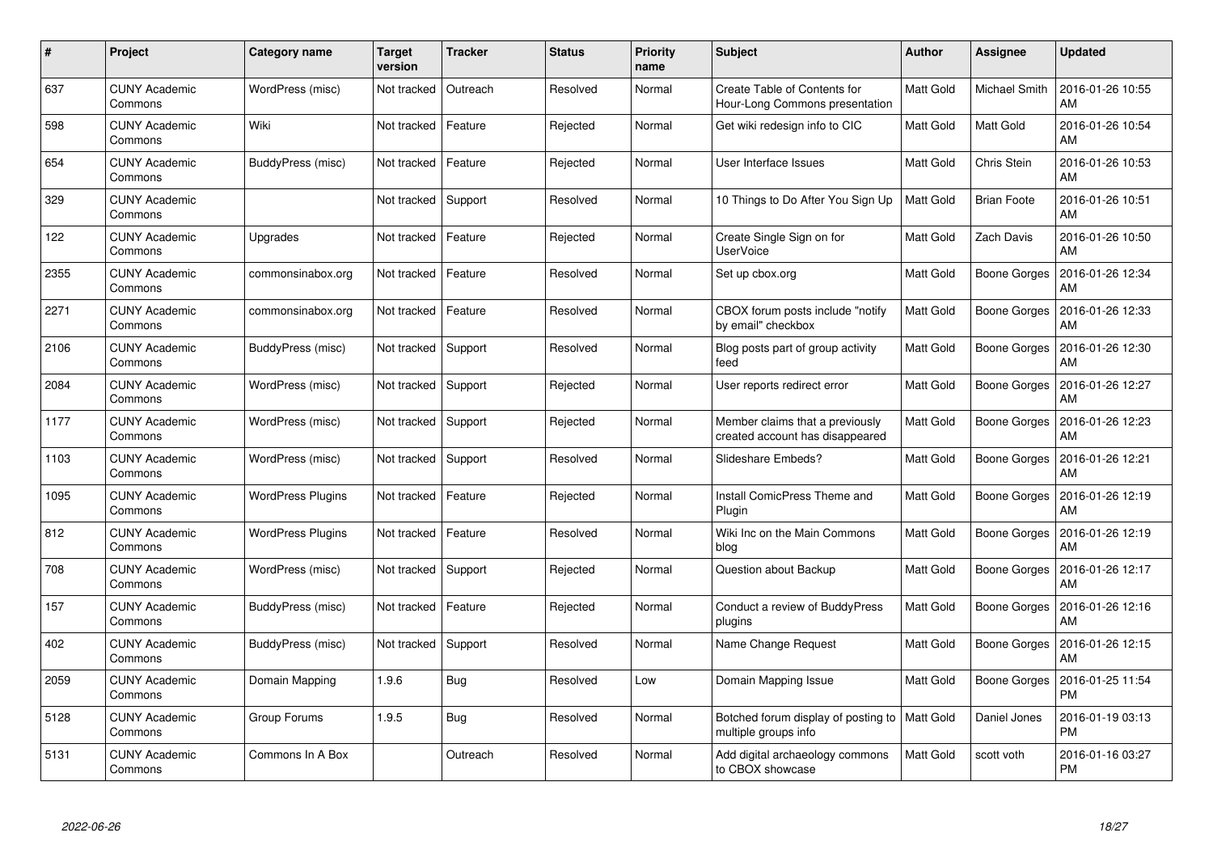| # | Project | Category name | Target version | Tracker | Status | Priority name | Subject | Author | Assignee | Updated |
|---|---|---|---|---|---|---|---|---|---|---|
| 637 | CUNY Academic Commons | WordPress (misc) | Not tracked | Outreach | Resolved | Normal | Create Table of Contents for Hour-Long Commons presentation | Matt Gold | Michael Smith | 2016-01-26 10:55 AM |
| 598 | CUNY Academic Commons | Wiki | Not tracked | Feature | Rejected | Normal | Get wiki redesign info to CIC | Matt Gold | Matt Gold | 2016-01-26 10:54 AM |
| 654 | CUNY Academic Commons | BuddyPress (misc) | Not tracked | Feature | Rejected | Normal | User Interface Issues | Matt Gold | Chris Stein | 2016-01-26 10:53 AM |
| 329 | CUNY Academic Commons | | Not tracked | Support | Resolved | Normal | 10 Things to Do After You Sign Up | Matt Gold | Brian Foote | 2016-01-26 10:51 AM |
| 122 | CUNY Academic Commons | Upgrades | Not tracked | Feature | Rejected | Normal | Create Single Sign on for UserVoice | Matt Gold | Zach Davis | 2016-01-26 10:50 AM |
| 2355 | CUNY Academic Commons | commonsinabox.org | Not tracked | Feature | Resolved | Normal | Set up cbox.org | Matt Gold | Boone Gorges | 2016-01-26 12:34 AM |
| 2271 | CUNY Academic Commons | commonsinabox.org | Not tracked | Feature | Resolved | Normal | CBOX forum posts include "notify by email" checkbox | Matt Gold | Boone Gorges | 2016-01-26 12:33 AM |
| 2106 | CUNY Academic Commons | BuddyPress (misc) | Not tracked | Support | Resolved | Normal | Blog posts part of group activity feed | Matt Gold | Boone Gorges | 2016-01-26 12:30 AM |
| 2084 | CUNY Academic Commons | WordPress (misc) | Not tracked | Support | Rejected | Normal | User reports redirect error | Matt Gold | Boone Gorges | 2016-01-26 12:27 AM |
| 1177 | CUNY Academic Commons | WordPress (misc) | Not tracked | Support | Rejected | Normal | Member claims that a previously created account has disappeared | Matt Gold | Boone Gorges | 2016-01-26 12:23 AM |
| 1103 | CUNY Academic Commons | WordPress (misc) | Not tracked | Support | Resolved | Normal | Slideshare Embeds? | Matt Gold | Boone Gorges | 2016-01-26 12:21 AM |
| 1095 | CUNY Academic Commons | WordPress Plugins | Not tracked | Feature | Rejected | Normal | Install ComicPress Theme and Plugin | Matt Gold | Boone Gorges | 2016-01-26 12:19 AM |
| 812 | CUNY Academic Commons | WordPress Plugins | Not tracked | Feature | Resolved | Normal | Wiki Inc on the Main Commons blog | Matt Gold | Boone Gorges | 2016-01-26 12:19 AM |
| 708 | CUNY Academic Commons | WordPress (misc) | Not tracked | Support | Rejected | Normal | Question about Backup | Matt Gold | Boone Gorges | 2016-01-26 12:17 AM |
| 157 | CUNY Academic Commons | BuddyPress (misc) | Not tracked | Feature | Rejected | Normal | Conduct a review of BuddyPress plugins | Matt Gold | Boone Gorges | 2016-01-26 12:16 AM |
| 402 | CUNY Academic Commons | BuddyPress (misc) | Not tracked | Support | Resolved | Normal | Name Change Request | Matt Gold | Boone Gorges | 2016-01-26 12:15 AM |
| 2059 | CUNY Academic Commons | Domain Mapping | 1.9.6 | Bug | Resolved | Low | Domain Mapping Issue | Matt Gold | Boone Gorges | 2016-01-25 11:54 PM |
| 5128 | CUNY Academic Commons | Group Forums | 1.9.5 | Bug | Resolved | Normal | Botched forum display of posting to multiple groups info | Matt Gold | Daniel Jones | 2016-01-19 03:13 PM |
| 5131 | CUNY Academic Commons | Commons In A Box | | Outreach | Resolved | Normal | Add digital archaeology commons to CBOX showcase | Matt Gold | scott voth | 2016-01-16 03:27 PM |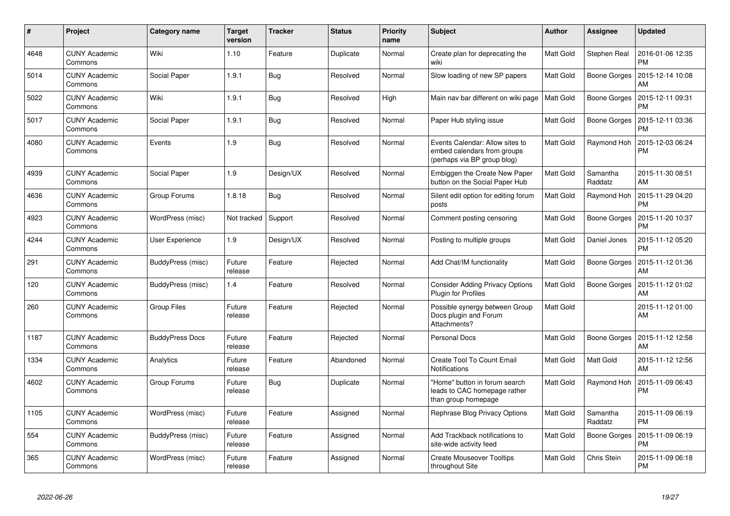| # | Project | Category name | Target version | Tracker | Status | Priority name | Subject | Author | Assignee | Updated |
|---|---|---|---|---|---|---|---|---|---|---|
| 4648 | CUNY Academic Commons | Wiki | 1.10 | Feature | Duplicate | Normal | Create plan for deprecating the wiki | Matt Gold | Stephen Real | 2016-01-06 12:35 PM |
| 5014 | CUNY Academic Commons | Social Paper | 1.9.1 | Bug | Resolved | Normal | Slow loading of new SP papers | Matt Gold | Boone Gorges | 2015-12-14 10:08 AM |
| 5022 | CUNY Academic Commons | Wiki | 1.9.1 | Bug | Resolved | High | Main nav bar different on wiki page | Matt Gold | Boone Gorges | 2015-12-11 09:31 PM |
| 5017 | CUNY Academic Commons | Social Paper | 1.9.1 | Bug | Resolved | Normal | Paper Hub styling issue | Matt Gold | Boone Gorges | 2015-12-11 03:36 PM |
| 4080 | CUNY Academic Commons | Events | 1.9 | Bug | Resolved | Normal | Events Calendar: Allow sites to embed calendars from groups (perhaps via BP group blog) | Matt Gold | Raymond Hoh | 2015-12-03 06:24 PM |
| 4939 | CUNY Academic Commons | Social Paper | 1.9 | Design/UX | Resolved | Normal | Embiggen the Create New Paper button on the Social Paper Hub | Matt Gold | Samantha Raddatz | 2015-11-30 08:51 AM |
| 4636 | CUNY Academic Commons | Group Forums | 1.8.18 | Bug | Resolved | Normal | Silent edit option for editing forum posts | Matt Gold | Raymond Hoh | 2015-11-29 04:20 PM |
| 4923 | CUNY Academic Commons | WordPress (misc) | Not tracked | Support | Resolved | Normal | Comment posting censoring | Matt Gold | Boone Gorges | 2015-11-20 10:37 PM |
| 4244 | CUNY Academic Commons | User Experience | 1.9 | Design/UX | Resolved | Normal | Posting to multiple groups | Matt Gold | Daniel Jones | 2015-11-12 05:20 PM |
| 291 | CUNY Academic Commons | BuddyPress (misc) | Future release | Feature | Rejected | Normal | Add Chat/IM functionality | Matt Gold | Boone Gorges | 2015-11-12 01:36 AM |
| 120 | CUNY Academic Commons | BuddyPress (misc) | 1.4 | Feature | Resolved | Normal | Consider Adding Privacy Options Plugin for Profiles | Matt Gold | Boone Gorges | 2015-11-12 01:02 AM |
| 260 | CUNY Academic Commons | Group Files | Future release | Feature | Rejected | Normal | Possible synergy between Group Docs plugin and Forum Attachments? | Matt Gold | | 2015-11-12 01:00 AM |
| 1187 | CUNY Academic Commons | BuddyPress Docs | Future release | Feature | Rejected | Normal | Personal Docs | Matt Gold | Boone Gorges | 2015-11-12 12:58 AM |
| 1334 | CUNY Academic Commons | Analytics | Future release | Feature | Abandoned | Normal | Create Tool To Count Email Notifications | Matt Gold | Matt Gold | 2015-11-12 12:56 AM |
| 4602 | CUNY Academic Commons | Group Forums | Future release | Bug | Duplicate | Normal | "Home" button in forum search leads to CAC homepage rather than group homepage | Matt Gold | Raymond Hoh | 2015-11-09 06:43 PM |
| 1105 | CUNY Academic Commons | WordPress (misc) | Future release | Feature | Assigned | Normal | Rephrase Blog Privacy Options | Matt Gold | Samantha Raddatz | 2015-11-09 06:19 PM |
| 554 | CUNY Academic Commons | BuddyPress (misc) | Future release | Feature | Assigned | Normal | Add Trackback notifications to site-wide activity feed | Matt Gold | Boone Gorges | 2015-11-09 06:19 PM |
| 365 | CUNY Academic Commons | WordPress (misc) | Future release | Feature | Assigned | Normal | Create Mouseover Tooltips throughout Site | Matt Gold | Chris Stein | 2015-11-09 06:18 PM |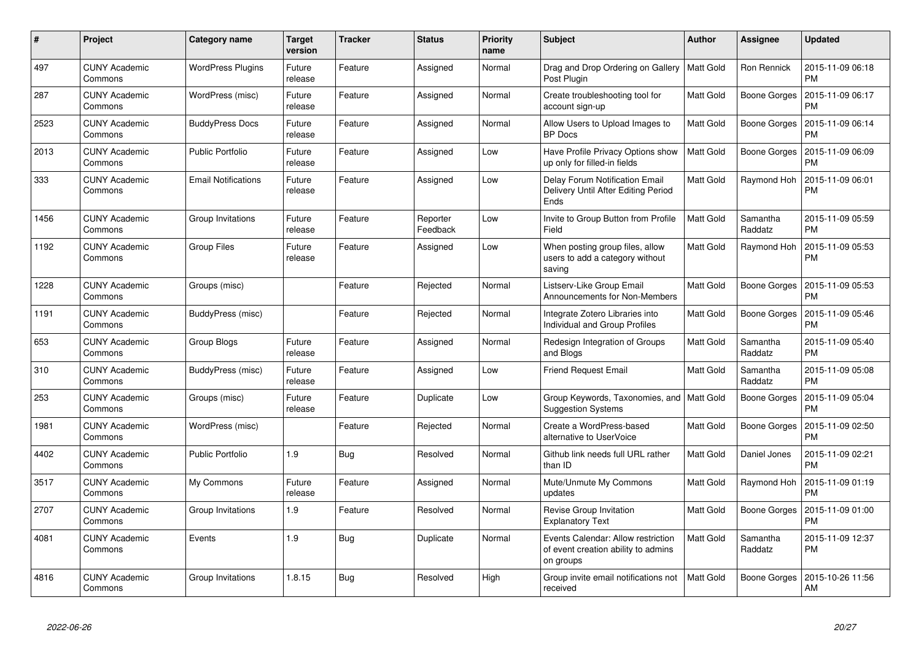| # | Project | Category name | Target version | Tracker | Status | Priority name | Subject | Author | Assignee | Updated |
|---|---|---|---|---|---|---|---|---|---|---|
| 497 | CUNY Academic Commons | WordPress Plugins | Future release | Feature | Assigned | Normal | Drag and Drop Ordering on Gallery Post Plugin | Matt Gold | Ron Rennick | 2015-11-09 06:18 PM |
| 287 | CUNY Academic Commons | WordPress (misc) | Future release | Feature | Assigned | Normal | Create troubleshooting tool for account sign-up | Matt Gold | Boone Gorges | 2015-11-09 06:17 PM |
| 2523 | CUNY Academic Commons | BuddyPress Docs | Future release | Feature | Assigned | Normal | Allow Users to Upload Images to BP Docs | Matt Gold | Boone Gorges | 2015-11-09 06:14 PM |
| 2013 | CUNY Academic Commons | Public Portfolio | Future release | Feature | Assigned | Low | Have Profile Privacy Options show up only for filled-in fields | Matt Gold | Boone Gorges | 2015-11-09 06:09 PM |
| 333 | CUNY Academic Commons | Email Notifications | Future release | Feature | Assigned | Low | Delay Forum Notification Email Delivery Until After Editing Period Ends | Matt Gold | Raymond Hoh | 2015-11-09 06:01 PM |
| 1456 | CUNY Academic Commons | Group Invitations | Future release | Feature | Reporter Feedback | Low | Invite to Group Button from Profile Field | Matt Gold | Samantha Raddatz | 2015-11-09 05:59 PM |
| 1192 | CUNY Academic Commons | Group Files | Future release | Feature | Assigned | Low | When posting group files, allow users to add a category without saving | Matt Gold | Raymond Hoh | 2015-11-09 05:53 PM |
| 1228 | CUNY Academic Commons | Groups (misc) | | Feature | Rejected | Normal | Listserv-Like Group Email Announcements for Non-Members | Matt Gold | Boone Gorges | 2015-11-09 05:53 PM |
| 1191 | CUNY Academic Commons | BuddyPress (misc) | | Feature | Rejected | Normal | Integrate Zotero Libraries into Individual and Group Profiles | Matt Gold | Boone Gorges | 2015-11-09 05:46 PM |
| 653 | CUNY Academic Commons | Group Blogs | Future release | Feature | Assigned | Normal | Redesign Integration of Groups and Blogs | Matt Gold | Samantha Raddatz | 2015-11-09 05:40 PM |
| 310 | CUNY Academic Commons | BuddyPress (misc) | Future release | Feature | Assigned | Low | Friend Request Email | Matt Gold | Samantha Raddatz | 2015-11-09 05:08 PM |
| 253 | CUNY Academic Commons | Groups (misc) | Future release | Feature | Duplicate | Low | Group Keywords, Taxonomies, and Suggestion Systems | Matt Gold | Boone Gorges | 2015-11-09 05:04 PM |
| 1981 | CUNY Academic Commons | WordPress (misc) | | Feature | Rejected | Normal | Create a WordPress-based alternative to UserVoice | Matt Gold | Boone Gorges | 2015-11-09 02:50 PM |
| 4402 | CUNY Academic Commons | Public Portfolio | 1.9 | Bug | Resolved | Normal | Github link needs full URL rather than ID | Matt Gold | Daniel Jones | 2015-11-09 02:21 PM |
| 3517 | CUNY Academic Commons | My Commons | Future release | Feature | Assigned | Normal | Mute/Unmute My Commons updates | Matt Gold | Raymond Hoh | 2015-11-09 01:19 PM |
| 2707 | CUNY Academic Commons | Group Invitations | 1.9 | Feature | Resolved | Normal | Revise Group Invitation Explanatory Text | Matt Gold | Boone Gorges | 2015-11-09 01:00 PM |
| 4081 | CUNY Academic Commons | Events | 1.9 | Bug | Duplicate | Normal | Events Calendar: Allow restriction of event creation ability to admins on groups | Matt Gold | Samantha Raddatz | 2015-11-09 12:37 PM |
| 4816 | CUNY Academic Commons | Group Invitations | 1.8.15 | Bug | Resolved | High | Group invite email notifications not received | Matt Gold | Boone Gorges | 2015-10-26 11:56 AM |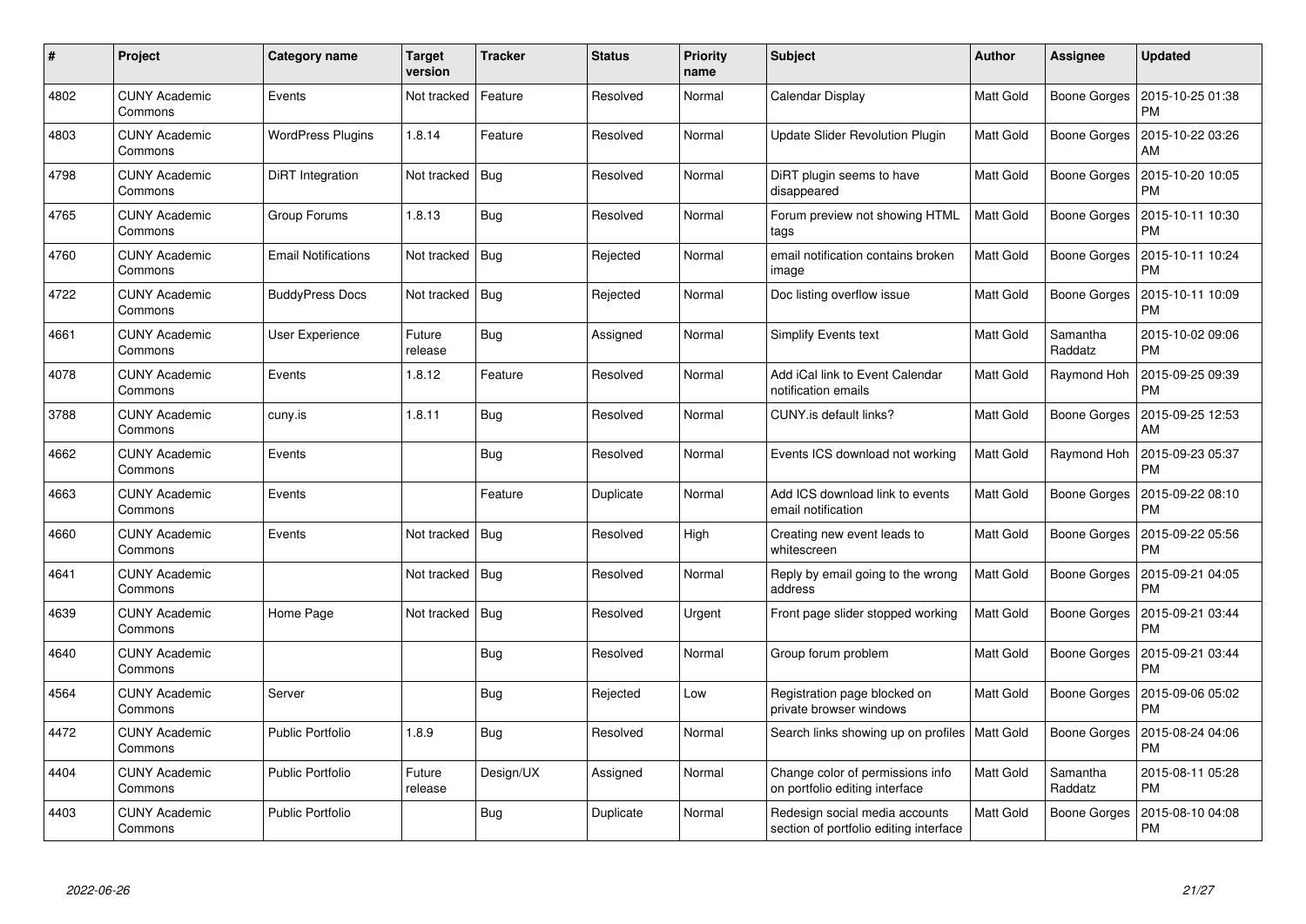| # | Project | Category name | Target version | Tracker | Status | Priority name | Subject | Author | Assignee | Updated |
|---|---|---|---|---|---|---|---|---|---|---|
| 4802 | CUNY Academic Commons | Events | Not tracked | Feature | Resolved | Normal | Calendar Display | Matt Gold | Boone Gorges | 2015-10-25 01:38 PM |
| 4803 | CUNY Academic Commons | WordPress Plugins | 1.8.14 | Feature | Resolved | Normal | Update Slider Revolution Plugin | Matt Gold | Boone Gorges | 2015-10-22 03:26 AM |
| 4798 | CUNY Academic Commons | DiRT Integration | Not tracked | Bug | Resolved | Normal | DiRT plugin seems to have disappeared | Matt Gold | Boone Gorges | 2015-10-20 10:05 PM |
| 4765 | CUNY Academic Commons | Group Forums | 1.8.13 | Bug | Resolved | Normal | Forum preview not showing HTML tags | Matt Gold | Boone Gorges | 2015-10-11 10:30 PM |
| 4760 | CUNY Academic Commons | Email Notifications | Not tracked | Bug | Rejected | Normal | email notification contains broken image | Matt Gold | Boone Gorges | 2015-10-11 10:24 PM |
| 4722 | CUNY Academic Commons | BuddyPress Docs | Not tracked | Bug | Rejected | Normal | Doc listing overflow issue | Matt Gold | Boone Gorges | 2015-10-11 10:09 PM |
| 4661 | CUNY Academic Commons | User Experience | Future release | Bug | Assigned | Normal | Simplify Events text | Matt Gold | Samantha Raddatz | 2015-10-02 09:06 PM |
| 4078 | CUNY Academic Commons | Events | 1.8.12 | Feature | Resolved | Normal | Add iCal link to Event Calendar notification emails | Matt Gold | Raymond Hoh | 2015-09-25 09:39 PM |
| 3788 | CUNY Academic Commons | cuny.is | 1.8.11 | Bug | Resolved | Normal | CUNY.is default links? | Matt Gold | Boone Gorges | 2015-09-25 12:53 AM |
| 4662 | CUNY Academic Commons | Events | | Bug | Resolved | Normal | Events ICS download not working | Matt Gold | Raymond Hoh | 2015-09-23 05:37 PM |
| 4663 | CUNY Academic Commons | Events | | Feature | Duplicate | Normal | Add ICS download link to events email notification | Matt Gold | Boone Gorges | 2015-09-22 08:10 PM |
| 4660 | CUNY Academic Commons | Events | Not tracked | Bug | Resolved | High | Creating new event leads to whitescreen | Matt Gold | Boone Gorges | 2015-09-22 05:56 PM |
| 4641 | CUNY Academic Commons | | Not tracked | Bug | Resolved | Normal | Reply by email going to the wrong address | Matt Gold | Boone Gorges | 2015-09-21 04:05 PM |
| 4639 | CUNY Academic Commons | Home Page | Not tracked | Bug | Resolved | Urgent | Front page slider stopped working | Matt Gold | Boone Gorges | 2015-09-21 03:44 PM |
| 4640 | CUNY Academic Commons | | | Bug | Resolved | Normal | Group forum problem | Matt Gold | Boone Gorges | 2015-09-21 03:44 PM |
| 4564 | CUNY Academic Commons | Server | | Bug | Rejected | Low | Registration page blocked on private browser windows | Matt Gold | Boone Gorges | 2015-09-06 05:02 PM |
| 4472 | CUNY Academic Commons | Public Portfolio | 1.8.9 | Bug | Resolved | Normal | Search links showing up on profiles | Matt Gold | Boone Gorges | 2015-08-24 04:06 PM |
| 4404 | CUNY Academic Commons | Public Portfolio | Future release | Design/UX | Assigned | Normal | Change color of permissions info on portfolio editing interface | Matt Gold | Samantha Raddatz | 2015-08-11 05:28 PM |
| 4403 | CUNY Academic Commons | Public Portfolio | | Bug | Duplicate | Normal | Redesign social media accounts section of portfolio editing interface | Matt Gold | Boone Gorges | 2015-08-10 04:08 PM |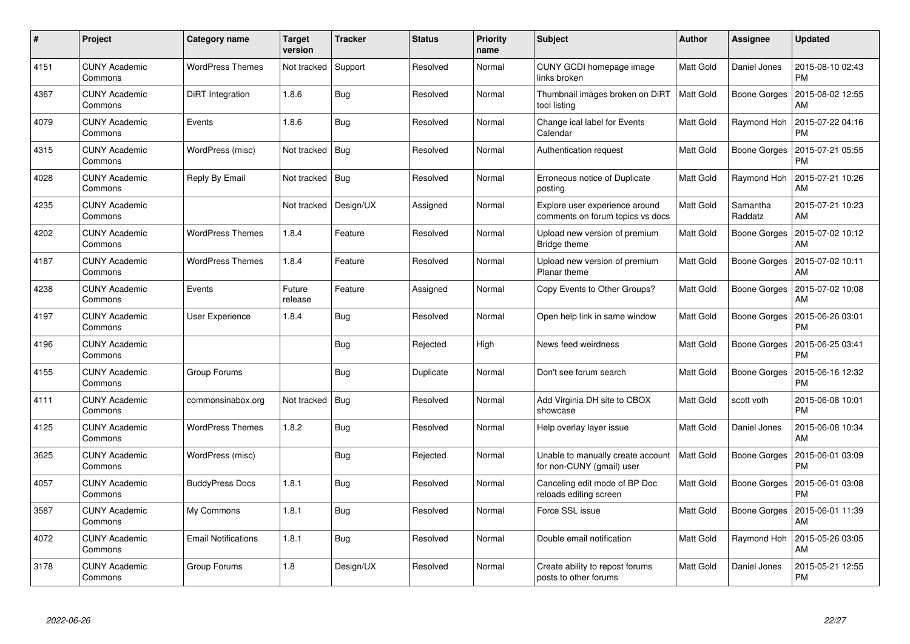| # | Project | Category name | Target version | Tracker | Status | Priority name | Subject | Author | Assignee | Updated |
|---|---|---|---|---|---|---|---|---|---|---|
| 4151 | CUNY Academic Commons | WordPress Themes | Not tracked | Support | Resolved | Normal | CUNY GCDI homepage image links broken | Matt Gold | Daniel Jones | 2015-08-10 02:43 PM |
| 4367 | CUNY Academic Commons | DiRT Integration | 1.8.6 | Bug | Resolved | Normal | Thumbnail images broken on DiRT tool listing | Matt Gold | Boone Gorges | 2015-08-02 12:55 AM |
| 4079 | CUNY Academic Commons | Events | 1.8.6 | Bug | Resolved | Normal | Change ical label for Events Calendar | Matt Gold | Raymond Hoh | 2015-07-22 04:16 PM |
| 4315 | CUNY Academic Commons | WordPress (misc) | Not tracked | Bug | Resolved | Normal | Authentication request | Matt Gold | Boone Gorges | 2015-07-21 05:55 PM |
| 4028 | CUNY Academic Commons | Reply By Email | Not tracked | Bug | Resolved | Normal | Erroneous notice of Duplicate posting | Matt Gold | Raymond Hoh | 2015-07-21 10:26 AM |
| 4235 | CUNY Academic Commons | | Not tracked | Design/UX | Assigned | Normal | Explore user experience around comments on forum topics vs docs | Matt Gold | Samantha Raddatz | 2015-07-21 10:23 AM |
| 4202 | CUNY Academic Commons | WordPress Themes | 1.8.4 | Feature | Resolved | Normal | Upload new version of premium Bridge theme | Matt Gold | Boone Gorges | 2015-07-02 10:12 AM |
| 4187 | CUNY Academic Commons | WordPress Themes | 1.8.4 | Feature | Resolved | Normal | Upload new version of premium Planar theme | Matt Gold | Boone Gorges | 2015-07-02 10:11 AM |
| 4238 | CUNY Academic Commons | Events | Future release | Feature | Assigned | Normal | Copy Events to Other Groups? | Matt Gold | Boone Gorges | 2015-07-02 10:08 AM |
| 4197 | CUNY Academic Commons | User Experience | 1.8.4 | Bug | Resolved | Normal | Open help link in same window | Matt Gold | Boone Gorges | 2015-06-26 03:01 PM |
| 4196 | CUNY Academic Commons | | | Bug | Rejected | High | News feed weirdness | Matt Gold | Boone Gorges | 2015-06-25 03:41 PM |
| 4155 | CUNY Academic Commons | Group Forums | | Bug | Duplicate | Normal | Don't see forum search | Matt Gold | Boone Gorges | 2015-06-16 12:32 PM |
| 4111 | CUNY Academic Commons | commonsinabox.org | Not tracked | Bug | Resolved | Normal | Add Virginia DH site to CBOX showcase | Matt Gold | scott voth | 2015-06-08 10:01 PM |
| 4125 | CUNY Academic Commons | WordPress Themes | 1.8.2 | Bug | Resolved | Normal | Help overlay layer issue | Matt Gold | Daniel Jones | 2015-06-08 10:34 AM |
| 3625 | CUNY Academic Commons | WordPress (misc) | | Bug | Rejected | Normal | Unable to manually create account for non-CUNY (gmail) user | Matt Gold | Boone Gorges | 2015-06-01 03:09 PM |
| 4057 | CUNY Academic Commons | BuddyPress Docs | 1.8.1 | Bug | Resolved | Normal | Canceling edit mode of BP Doc reloads editing screen | Matt Gold | Boone Gorges | 2015-06-01 03:08 PM |
| 3587 | CUNY Academic Commons | My Commons | 1.8.1 | Bug | Resolved | Normal | Force SSL issue | Matt Gold | Boone Gorges | 2015-06-01 11:39 AM |
| 4072 | CUNY Academic Commons | Email Notifications | 1.8.1 | Bug | Resolved | Normal | Double email notification | Matt Gold | Raymond Hoh | 2015-05-26 03:05 AM |
| 3178 | CUNY Academic Commons | Group Forums | 1.8 | Design/UX | Resolved | Normal | Create ability to repost forums posts to other forums | Matt Gold | Daniel Jones | 2015-05-21 12:55 PM |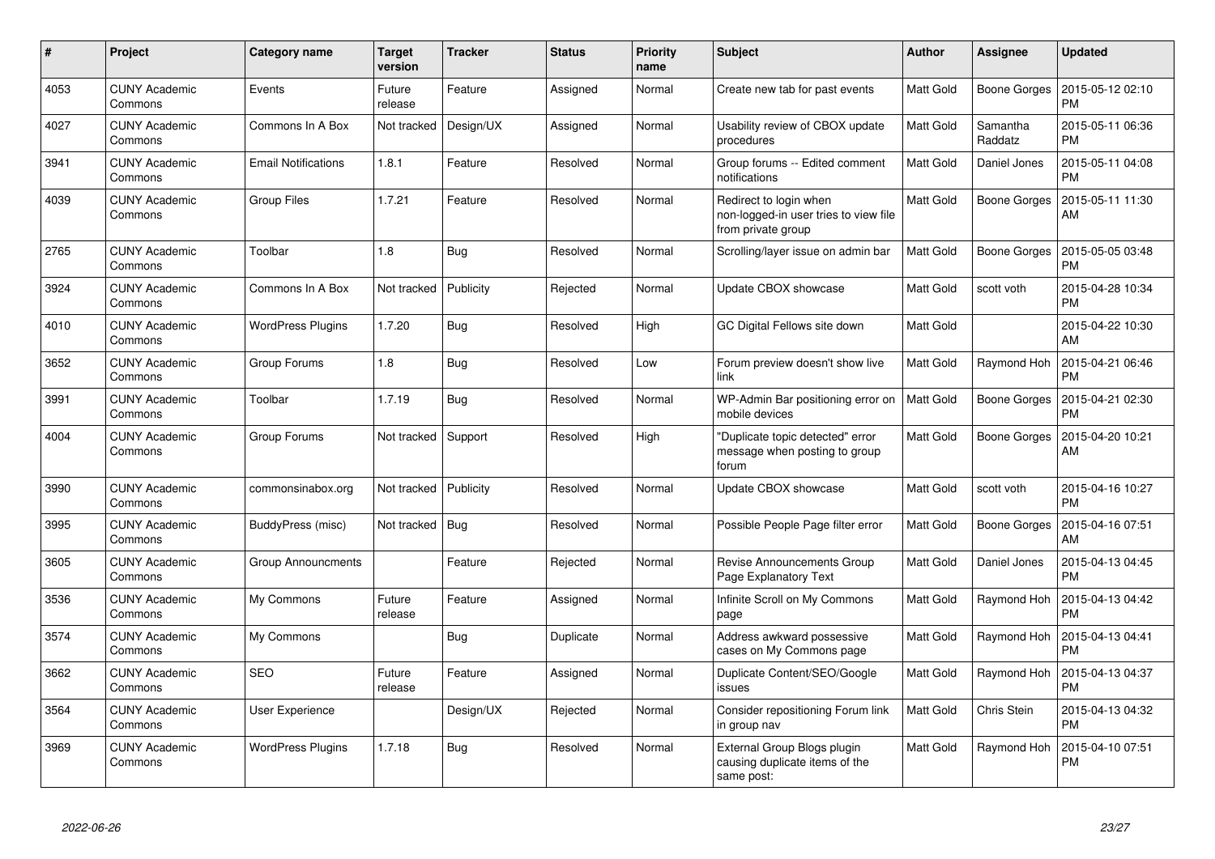| # | Project | Category name | Target version | Tracker | Status | Priority name | Subject | Author | Assignee | Updated |
|---|---|---|---|---|---|---|---|---|---|---|
| 4053 | CUNY Academic Commons | Events | Future release | Feature | Assigned | Normal | Create new tab for past events | Matt Gold | Boone Gorges | 2015-05-12 02:10 PM |
| 4027 | CUNY Academic Commons | Commons In A Box | Not tracked | Design/UX | Assigned | Normal | Usability review of CBOX update procedures | Matt Gold | Samantha Raddatz | 2015-05-11 06:36 PM |
| 3941 | CUNY Academic Commons | Email Notifications | 1.8.1 | Feature | Resolved | Normal | Group forums -- Edited comment notifications | Matt Gold | Daniel Jones | 2015-05-11 04:08 PM |
| 4039 | CUNY Academic Commons | Group Files | 1.7.21 | Feature | Resolved | Normal | Redirect to login when non-logged-in user tries to view file from private group | Matt Gold | Boone Gorges | 2015-05-11 11:30 AM |
| 2765 | CUNY Academic Commons | Toolbar | 1.8 | Bug | Resolved | Normal | Scrolling/layer issue on admin bar | Matt Gold | Boone Gorges | 2015-05-05 03:48 PM |
| 3924 | CUNY Academic Commons | Commons In A Box | Not tracked | Publicity | Rejected | Normal | Update CBOX showcase | Matt Gold | scott voth | 2015-04-28 10:34 PM |
| 4010 | CUNY Academic Commons | WordPress Plugins | 1.7.20 | Bug | Resolved | High | GC Digital Fellows site down | Matt Gold | | 2015-04-22 10:30 AM |
| 3652 | CUNY Academic Commons | Group Forums | 1.8 | Bug | Resolved | Low | Forum preview doesn't show live link | Matt Gold | Raymond Hoh | 2015-04-21 06:46 PM |
| 3991 | CUNY Academic Commons | Toolbar | 1.7.19 | Bug | Resolved | Normal | WP-Admin Bar positioning error on mobile devices | Matt Gold | Boone Gorges | 2015-04-21 02:30 PM |
| 4004 | CUNY Academic Commons | Group Forums | Not tracked | Support | Resolved | High | "Duplicate topic detected" error message when posting to group forum | Matt Gold | Boone Gorges | 2015-04-20 10:21 AM |
| 3990 | CUNY Academic Commons | commonsinabox.org | Not tracked | Publicity | Resolved | Normal | Update CBOX showcase | Matt Gold | scott voth | 2015-04-16 10:27 PM |
| 3995 | CUNY Academic Commons | BuddyPress (misc) | Not tracked | Bug | Resolved | Normal | Possible People Page filter error | Matt Gold | Boone Gorges | 2015-04-16 07:51 AM |
| 3605 | CUNY Academic Commons | Group Announcments | | Feature | Rejected | Normal | Revise Announcements Group Page Explanatory Text | Matt Gold | Daniel Jones | 2015-04-13 04:45 PM |
| 3536 | CUNY Academic Commons | My Commons | Future release | Feature | Assigned | Normal | Infinite Scroll on My Commons page | Matt Gold | Raymond Hoh | 2015-04-13 04:42 PM |
| 3574 | CUNY Academic Commons | My Commons | | Bug | Duplicate | Normal | Address awkward possessive cases on My Commons page | Matt Gold | Raymond Hoh | 2015-04-13 04:41 PM |
| 3662 | CUNY Academic Commons | SEO | Future release | Feature | Assigned | Normal | Duplicate Content/SEO/Google issues | Matt Gold | Raymond Hoh | 2015-04-13 04:37 PM |
| 3564 | CUNY Academic Commons | User Experience | | Design/UX | Rejected | Normal | Consider repositioning Forum link in group nav | Matt Gold | Chris Stein | 2015-04-13 04:32 PM |
| 3969 | CUNY Academic Commons | WordPress Plugins | 1.7.18 | Bug | Resolved | Normal | External Group Blogs plugin causing duplicate items of the same post: | Matt Gold | Raymond Hoh | 2015-04-10 07:51 PM |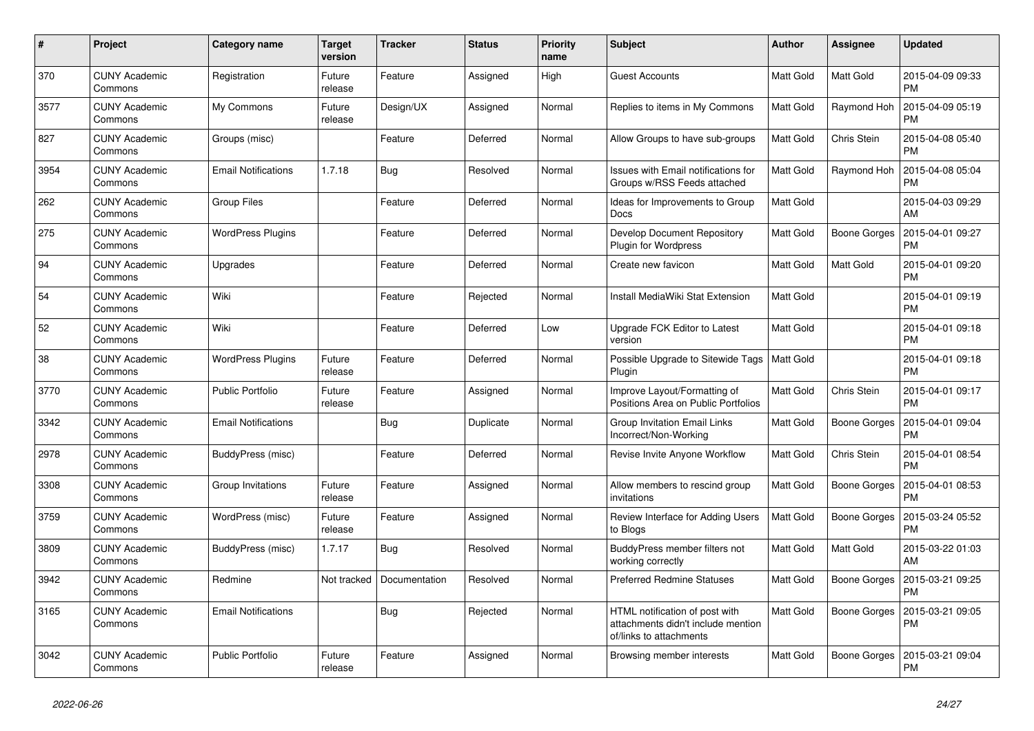| # | Project | Category name | Target version | Tracker | Status | Priority name | Subject | Author | Assignee | Updated |
|---|---|---|---|---|---|---|---|---|---|---|
| 370 | CUNY Academic Commons | Registration | Future release | Feature | Assigned | High | Guest Accounts | Matt Gold | Matt Gold | 2015-04-09 09:33 PM |
| 3577 | CUNY Academic Commons | My Commons | Future release | Design/UX | Assigned | Normal | Replies to items in My Commons | Matt Gold | Raymond Hoh | 2015-04-09 05:19 PM |
| 827 | CUNY Academic Commons | Groups (misc) | | Feature | Deferred | Normal | Allow Groups to have sub-groups | Matt Gold | Chris Stein | 2015-04-08 05:40 PM |
| 3954 | CUNY Academic Commons | Email Notifications | 1.7.18 | Bug | Resolved | Normal | Issues with Email notifications for Groups w/RSS Feeds attached | Matt Gold | Raymond Hoh | 2015-04-08 05:04 PM |
| 262 | CUNY Academic Commons | Group Files | | Feature | Deferred | Normal | Ideas for Improvements to Group Docs | Matt Gold | | 2015-04-03 09:29 AM |
| 275 | CUNY Academic Commons | WordPress Plugins | | Feature | Deferred | Normal | Develop Document Repository Plugin for Wordpress | Matt Gold | Boone Gorges | 2015-04-01 09:27 PM |
| 94 | CUNY Academic Commons | Upgrades | | Feature | Deferred | Normal | Create new favicon | Matt Gold | Matt Gold | 2015-04-01 09:20 PM |
| 54 | CUNY Academic Commons | Wiki | | Feature | Rejected | Normal | Install MediaWiki Stat Extension | Matt Gold | | 2015-04-01 09:19 PM |
| 52 | CUNY Academic Commons | Wiki | | Feature | Deferred | Low | Upgrade FCK Editor to Latest version | Matt Gold | | 2015-04-01 09:18 PM |
| 38 | CUNY Academic Commons | WordPress Plugins | Future release | Feature | Deferred | Normal | Possible Upgrade to Sitewide Tags Plugin | Matt Gold | | 2015-04-01 09:18 PM |
| 3770 | CUNY Academic Commons | Public Portfolio | Future release | Feature | Assigned | Normal | Improve Layout/Formatting of Positions Area on Public Portfolios | Matt Gold | Chris Stein | 2015-04-01 09:17 PM |
| 3342 | CUNY Academic Commons | Email Notifications | | Bug | Duplicate | Normal | Group Invitation Email Links Incorrect/Non-Working | Matt Gold | Boone Gorges | 2015-04-01 09:04 PM |
| 2978 | CUNY Academic Commons | BuddyPress (misc) | | Feature | Deferred | Normal | Revise Invite Anyone Workflow | Matt Gold | Chris Stein | 2015-04-01 08:54 PM |
| 3308 | CUNY Academic Commons | Group Invitations | Future release | Feature | Assigned | Normal | Allow members to rescind group invitations | Matt Gold | Boone Gorges | 2015-04-01 08:53 PM |
| 3759 | CUNY Academic Commons | WordPress (misc) | Future release | Feature | Assigned | Normal | Review Interface for Adding Users to Blogs | Matt Gold | Boone Gorges | 2015-03-24 05:52 PM |
| 3809 | CUNY Academic Commons | BuddyPress (misc) | 1.7.17 | Bug | Resolved | Normal | BuddyPress member filters not working correctly | Matt Gold | Matt Gold | 2015-03-22 01:03 AM |
| 3942 | CUNY Academic Commons | Redmine | Not tracked | Documentation | Resolved | Normal | Preferred Redmine Statuses | Matt Gold | Boone Gorges | 2015-03-21 09:25 PM |
| 3165 | CUNY Academic Commons | Email Notifications | | Bug | Rejected | Normal | HTML notification of post with attachments didn't include mention of/links to attachments | Matt Gold | Boone Gorges | 2015-03-21 09:05 PM |
| 3042 | CUNY Academic Commons | Public Portfolio | Future release | Feature | Assigned | Normal | Browsing member interests | Matt Gold | Boone Gorges | 2015-03-21 09:04 PM |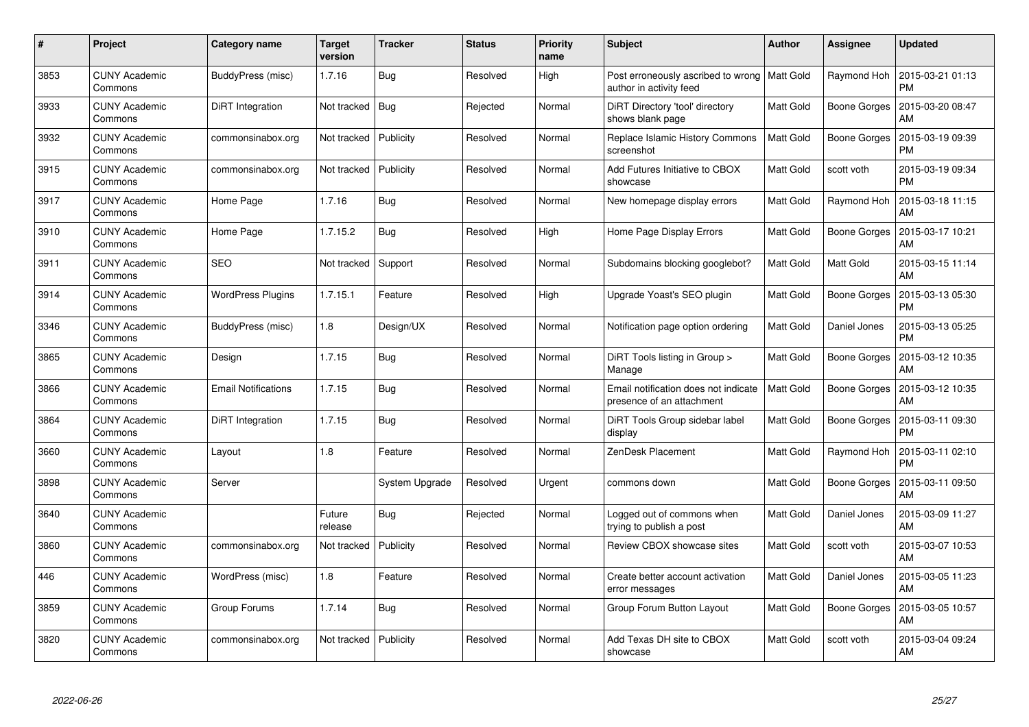| # | Project | Category name | Target version | Tracker | Status | Priority name | Subject | Author | Assignee | Updated |
|---|---|---|---|---|---|---|---|---|---|---|
| 3853 | CUNY Academic Commons | BuddyPress (misc) | 1.7.16 | Bug | Resolved | High | Post erroneously ascribed to wrong author in activity feed | Matt Gold | Raymond Hoh | 2015-03-21 01:13 PM |
| 3933 | CUNY Academic Commons | DiRT Integration | Not tracked | Bug | Rejected | Normal | DiRT Directory 'tool' directory shows blank page | Matt Gold | Boone Gorges | 2015-03-20 08:47 AM |
| 3932 | CUNY Academic Commons | commonsinabox.org | Not tracked | Publicity | Resolved | Normal | Replace Islamic History Commons screenshot | Matt Gold | Boone Gorges | 2015-03-19 09:39 PM |
| 3915 | CUNY Academic Commons | commonsinabox.org | Not tracked | Publicity | Resolved | Normal | Add Futures Initiative to CBOX showcase | Matt Gold | scott voth | 2015-03-19 09:34 PM |
| 3917 | CUNY Academic Commons | Home Page | 1.7.16 | Bug | Resolved | Normal | New homepage display errors | Matt Gold | Raymond Hoh | 2015-03-18 11:15 AM |
| 3910 | CUNY Academic Commons | Home Page | 1.7.15.2 | Bug | Resolved | High | Home Page Display Errors | Matt Gold | Boone Gorges | 2015-03-17 10:21 AM |
| 3911 | CUNY Academic Commons | SEO | Not tracked | Support | Resolved | Normal | Subdomains blocking googlebot? | Matt Gold | Matt Gold | 2015-03-15 11:14 AM |
| 3914 | CUNY Academic Commons | WordPress Plugins | 1.7.15.1 | Feature | Resolved | High | Upgrade Yoast's SEO plugin | Matt Gold | Boone Gorges | 2015-03-13 05:30 PM |
| 3346 | CUNY Academic Commons | BuddyPress (misc) | 1.8 | Design/UX | Resolved | Normal | Notification page option ordering | Matt Gold | Daniel Jones | 2015-03-13 05:25 PM |
| 3865 | CUNY Academic Commons | Design | 1.7.15 | Bug | Resolved | Normal | DiRT Tools listing in Group > Manage | Matt Gold | Boone Gorges | 2015-03-12 10:35 AM |
| 3866 | CUNY Academic Commons | Email Notifications | 1.7.15 | Bug | Resolved | Normal | Email notification does not indicate presence of an attachment | Matt Gold | Boone Gorges | 2015-03-12 10:35 AM |
| 3864 | CUNY Academic Commons | DiRT Integration | 1.7.15 | Bug | Resolved | Normal | DiRT Tools Group sidebar label display | Matt Gold | Boone Gorges | 2015-03-11 09:30 PM |
| 3660 | CUNY Academic Commons | Layout | 1.8 | Feature | Resolved | Normal | ZenDesk Placement | Matt Gold | Raymond Hoh | 2015-03-11 02:10 PM |
| 3898 | CUNY Academic Commons | Server | | System Upgrade | Resolved | Urgent | commons down | Matt Gold | Boone Gorges | 2015-03-11 09:50 AM |
| 3640 | CUNY Academic Commons | | Future release | Bug | Rejected | Normal | Logged out of commons when trying to publish a post | Matt Gold | Daniel Jones | 2015-03-09 11:27 AM |
| 3860 | CUNY Academic Commons | commonsinabox.org | Not tracked | Publicity | Resolved | Normal | Review CBOX showcase sites | Matt Gold | scott voth | 2015-03-07 10:53 AM |
| 446 | CUNY Academic Commons | WordPress (misc) | 1.8 | Feature | Resolved | Normal | Create better account activation error messages | Matt Gold | Daniel Jones | 2015-03-05 11:23 AM |
| 3859 | CUNY Academic Commons | Group Forums | 1.7.14 | Bug | Resolved | Normal | Group Forum Button Layout | Matt Gold | Boone Gorges | 2015-03-05 10:57 AM |
| 3820 | CUNY Academic Commons | commonsinabox.org | Not tracked | Publicity | Resolved | Normal | Add Texas DH site to CBOX showcase | Matt Gold | scott voth | 2015-03-04 09:24 AM |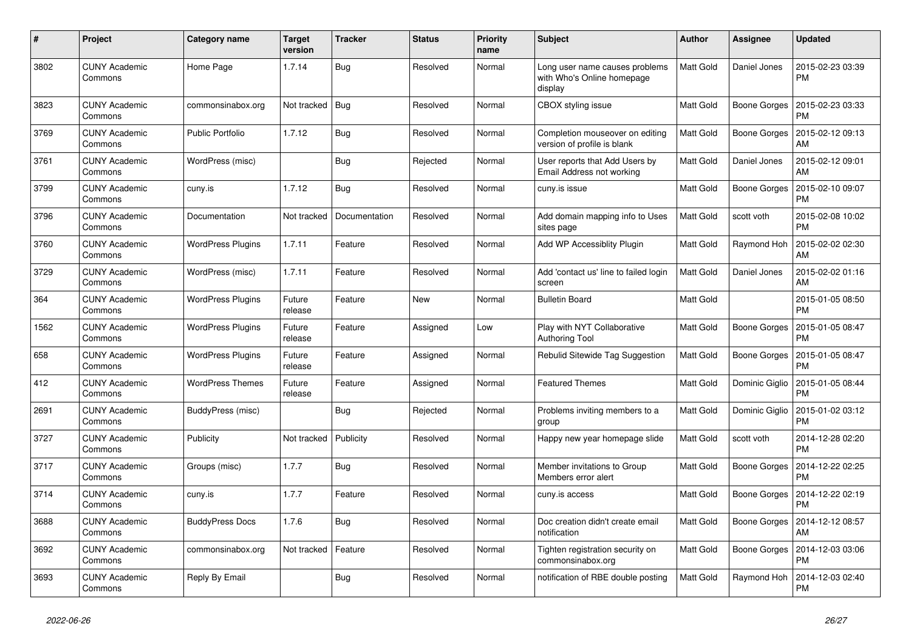| # | Project | Category name | Target version | Tracker | Status | Priority name | Subject | Author | Assignee | Updated |
|---|---|---|---|---|---|---|---|---|---|---|
| 3802 | CUNY Academic Commons | Home Page | 1.7.14 | Bug | Resolved | Normal | Long user name causes problems with Who's Online homepage display | Matt Gold | Daniel Jones | 2015-02-23 03:39 PM |
| 3823 | CUNY Academic Commons | commonsinabox.org | Not tracked | Bug | Resolved | Normal | CBOX styling issue | Matt Gold | Boone Gorges | 2015-02-23 03:33 PM |
| 3769 | CUNY Academic Commons | Public Portfolio | 1.7.12 | Bug | Resolved | Normal | Completion mouseover on editing version of profile is blank | Matt Gold | Boone Gorges | 2015-02-12 09:13 AM |
| 3761 | CUNY Academic Commons | WordPress (misc) | | Bug | Rejected | Normal | User reports that Add Users by Email Address not working | Matt Gold | Daniel Jones | 2015-02-12 09:01 AM |
| 3799 | CUNY Academic Commons | cuny.is | 1.7.12 | Bug | Resolved | Normal | cuny.is issue | Matt Gold | Boone Gorges | 2015-02-10 09:07 PM |
| 3796 | CUNY Academic Commons | Documentation | Not tracked | Documentation | Resolved | Normal | Add domain mapping info to Uses sites page | Matt Gold | scott voth | 2015-02-08 10:02 PM |
| 3760 | CUNY Academic Commons | WordPress Plugins | 1.7.11 | Feature | Resolved | Normal | Add WP Accessiblity Plugin | Matt Gold | Raymond Hoh | 2015-02-02 02:30 AM |
| 3729 | CUNY Academic Commons | WordPress (misc) | 1.7.11 | Feature | Resolved | Normal | Add 'contact us' line to failed login screen | Matt Gold | Daniel Jones | 2015-02-02 01:16 AM |
| 364 | CUNY Academic Commons | WordPress Plugins | Future release | Feature | New | Normal | Bulletin Board | Matt Gold | | 2015-01-05 08:50 PM |
| 1562 | CUNY Academic Commons | WordPress Plugins | Future release | Feature | Assigned | Low | Play with NYT Collaborative Authoring Tool | Matt Gold | Boone Gorges | 2015-01-05 08:47 PM |
| 658 | CUNY Academic Commons | WordPress Plugins | Future release | Feature | Assigned | Normal | Rebulid Sitewide Tag Suggestion | Matt Gold | Boone Gorges | 2015-01-05 08:47 PM |
| 412 | CUNY Academic Commons | WordPress Themes | Future release | Feature | Assigned | Normal | Featured Themes | Matt Gold | Dominic Giglio | 2015-01-05 08:44 PM |
| 2691 | CUNY Academic Commons | BuddyPress (misc) | | Bug | Rejected | Normal | Problems inviting members to a group | Matt Gold | Dominic Giglio | 2015-01-02 03:12 PM |
| 3727 | CUNY Academic Commons | Publicity | Not tracked | Publicity | Resolved | Normal | Happy new year homepage slide | Matt Gold | scott voth | 2014-12-28 02:20 PM |
| 3717 | CUNY Academic Commons | Groups (misc) | 1.7.7 | Bug | Resolved | Normal | Member invitations to Group Members error alert | Matt Gold | Boone Gorges | 2014-12-22 02:25 PM |
| 3714 | CUNY Academic Commons | cuny.is | 1.7.7 | Feature | Resolved | Normal | cuny.is access | Matt Gold | Boone Gorges | 2014-12-22 02:19 PM |
| 3688 | CUNY Academic Commons | BuddyPress Docs | 1.7.6 | Bug | Resolved | Normal | Doc creation didn't create email notification | Matt Gold | Boone Gorges | 2014-12-12 08:57 AM |
| 3692 | CUNY Academic Commons | commonsinabox.org | Not tracked | Feature | Resolved | Normal | Tighten registration security on commonsinabox.org | Matt Gold | Boone Gorges | 2014-12-03 03:06 PM |
| 3693 | CUNY Academic Commons | Reply By Email | | Bug | Resolved | Normal | notification of RBE double posting | Matt Gold | Raymond Hoh | 2014-12-03 02:40 PM |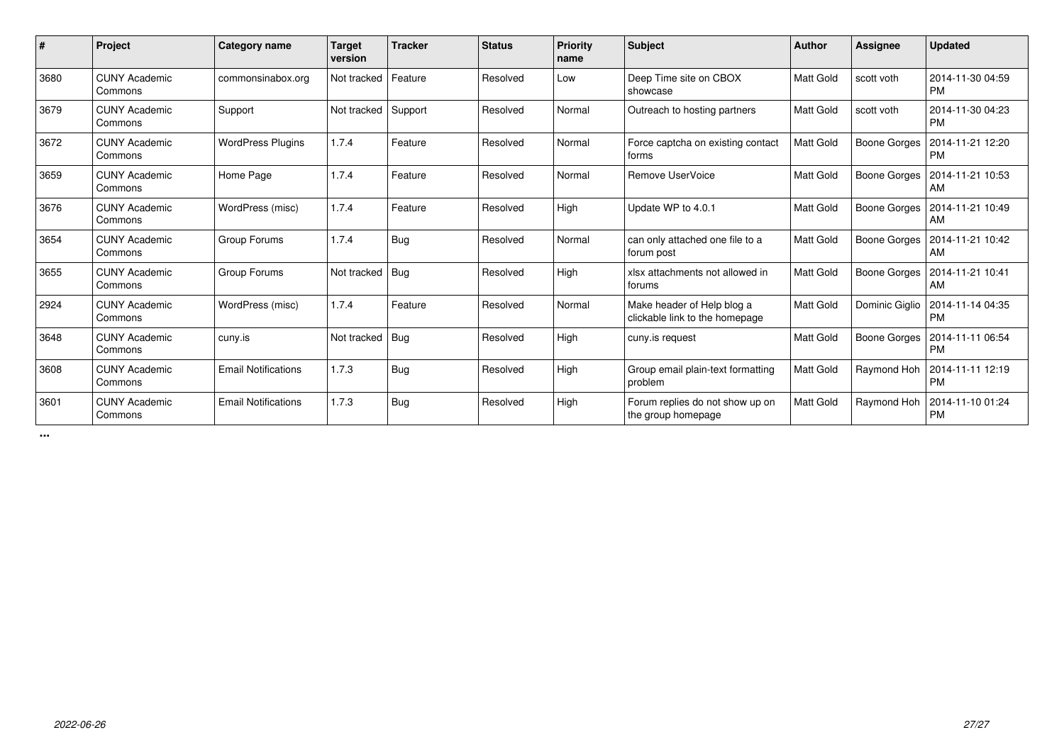| # | Project | Category name | Target version | Tracker | Status | Priority name | Subject | Author | Assignee | Updated |
|---|---|---|---|---|---|---|---|---|---|---|
| 3680 | CUNY Academic Commons | commonsinabox.org | Not tracked | Feature | Resolved | Low | Deep Time site on CBOX showcase | Matt Gold | scott voth | 2014-11-30 04:59 PM |
| 3679 | CUNY Academic Commons | Support | Not tracked | Support | Resolved | Normal | Outreach to hosting partners | Matt Gold | scott voth | 2014-11-30 04:23 PM |
| 3672 | CUNY Academic Commons | WordPress Plugins | 1.7.4 | Feature | Resolved | Normal | Force captcha on existing contact forms | Matt Gold | Boone Gorges | 2014-11-21 12:20 PM |
| 3659 | CUNY Academic Commons | Home Page | 1.7.4 | Feature | Resolved | Normal | Remove UserVoice | Matt Gold | Boone Gorges | 2014-11-21 10:53 AM |
| 3676 | CUNY Academic Commons | WordPress (misc) | 1.7.4 | Feature | Resolved | High | Update WP to 4.0.1 | Matt Gold | Boone Gorges | 2014-11-21 10:49 AM |
| 3654 | CUNY Academic Commons | Group Forums | 1.7.4 | Bug | Resolved | Normal | can only attached one file to a forum post | Matt Gold | Boone Gorges | 2014-11-21 10:42 AM |
| 3655 | CUNY Academic Commons | Group Forums | Not tracked | Bug | Resolved | High | xlsx attachments not allowed in forums | Matt Gold | Boone Gorges | 2014-11-21 10:41 AM |
| 2924 | CUNY Academic Commons | WordPress (misc) | 1.7.4 | Feature | Resolved | Normal | Make header of Help blog a clickable link to the homepage | Matt Gold | Dominic Giglio | 2014-11-14 04:35 PM |
| 3648 | CUNY Academic Commons | cuny.is | Not tracked | Bug | Resolved | High | cuny.is request | Matt Gold | Boone Gorges | 2014-11-11 06:54 PM |
| 3608 | CUNY Academic Commons | Email Notifications | 1.7.3 | Bug | Resolved | High | Group email plain-text formatting problem | Matt Gold | Raymond Hoh | 2014-11-11 12:19 PM |
| 3601 | CUNY Academic Commons | Email Notifications | 1.7.3 | Bug | Resolved | High | Forum replies do not show up on the group homepage | Matt Gold | Raymond Hoh | 2014-11-10 01:24 PM |

...